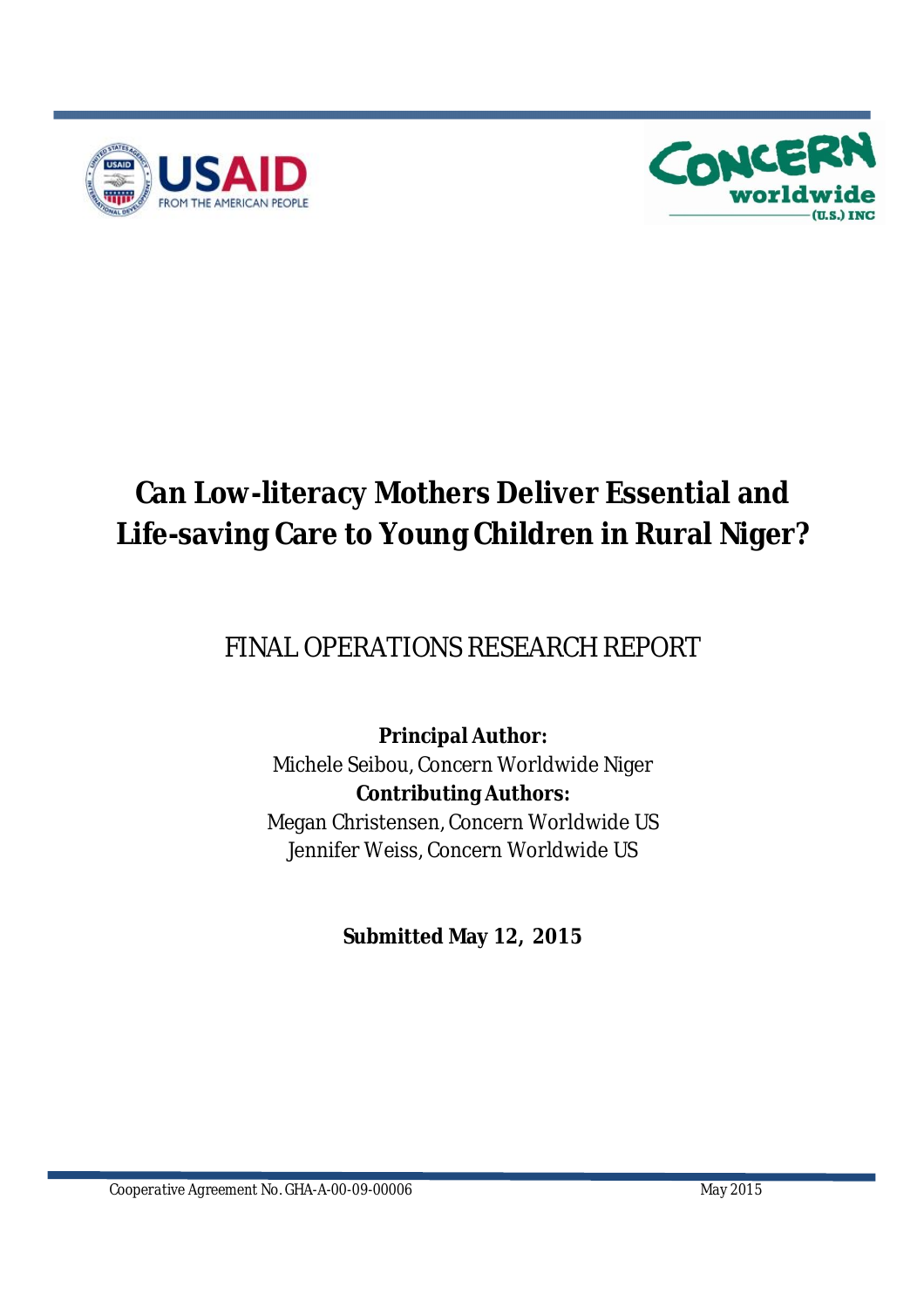# Can Low-literacy Mothers Deliver Essential and Life-saving Care to Young Children in Rural Niger?

FINAL OPERATIONS RESEARCH REPORT

**Principal Author:**
Michele Seibou, Concern Worldwide Niger
**Contributing Authors:**
Megan Christensen, Concern Worldwide US
Jennifer Weiss, Concern Worldwide US

**Submitted May 12, 2015**

Cooperative Agreement No. GHA-A-00-09-00006 May 2015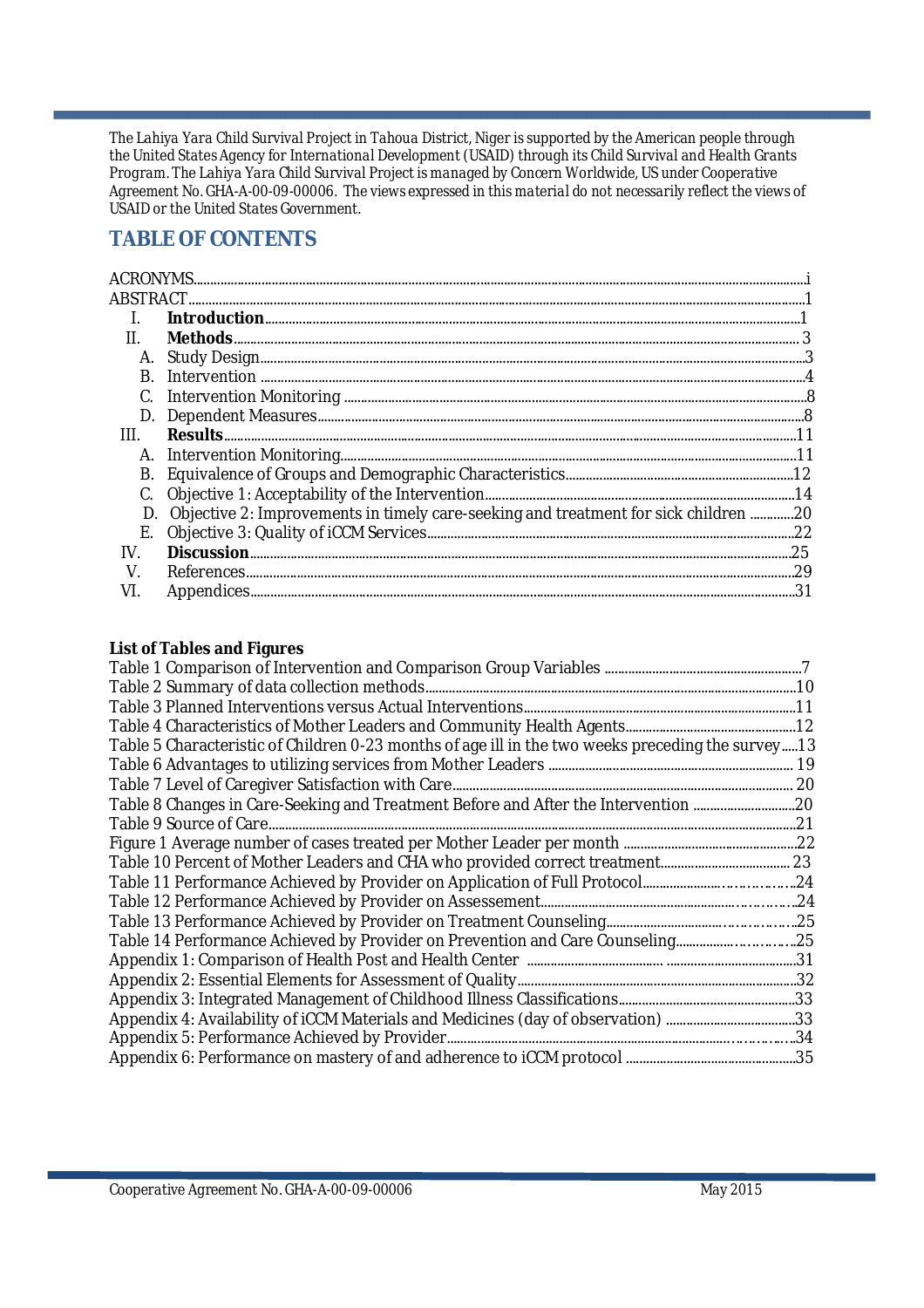*The Lahiya Yara Child Survival Project in Tahoua District, Niger is supported by the American people through the United States Agency for International Development (USAID) through its Child Survival and Health Grants Program. The Lahiya Yara Child Survival Project is managed by Concern Worldwide, US under Cooperative Agreement No. GHA-A-00-09-00006. The views expressed in this material do not necessarily reflect the views of USAID or the United States Government.*

## TABLE OF CONTENTS

ACRONYMS....................i
ABSTRACT....................1

- I. **Introduction**....................1
- II. **Methods**....................3
  - A. Study Design....................3
  - B. Intervention....................4
  - C. Intervention Monitoring....................8
  - D. Dependent Measures....................8
- III. **Results**....................11
  - A. Intervention Monitoring....................11
  - B. Equivalence of Groups and Demographic Characteristics....................12
  - C. Objective 1: Acceptability of the Intervention....................14
  - D. Objective 2: Improvements in timely care-seeking and treatment for sick children....................20
  - E. Objective 3: Quality of iCCM Services....................22
- IV. **Discussion**....................25
- V. References....................29
- VI. Appendices....................31

**List of Tables and Figures**

Table 1 Comparison of Intervention and Comparison Group Variables....................7
Table 2 Summary of data collection methods....................10
Table 3 Planned Interventions versus Actual Interventions....................11
Table 4 Characteristics of Mother Leaders and Community Health Agents....................12
Table 5 Characteristic of Children 0-23 months of age ill in the two weeks preceding the survey.....13
Table 6 Advantages to utilizing services from Mother Leaders....................19
Table 7 Level of Caregiver Satisfaction with Care....................20
Table 8 Changes in Care-Seeking and Treatment Before and After the Intervention....................20
Table 9 Source of Care....................21
Figure 1 Average number of cases treated per Mother Leader per month....................22
Table 10 Percent of Mother Leaders and CHA who provided correct treatment....................23
Table 11 Performance Achieved by Provider on Application of Full Protocol....................24
Table 12 Performance Achieved by Provider on Assessement....................24
Table 13 Performance Achieved by Provider on Treatment Counseling....................25
Table 14 Performance Achieved by Provider on Prevention and Care Counseling....................25
Appendix 1: Comparison of Health Post and Health Center....................31
Appendix 2: Essential Elements for Assessment of Quality....................32
Appendix 3: Integrated Management of Childhood Illness Classifications....................33
Appendix 4: Availability of iCCM Materials and Medicines (day of observation)....................33
Appendix 5: Performance Achieved by Provider....................34
Appendix 6: Performance on mastery of and adherence to iCCM protocol....................35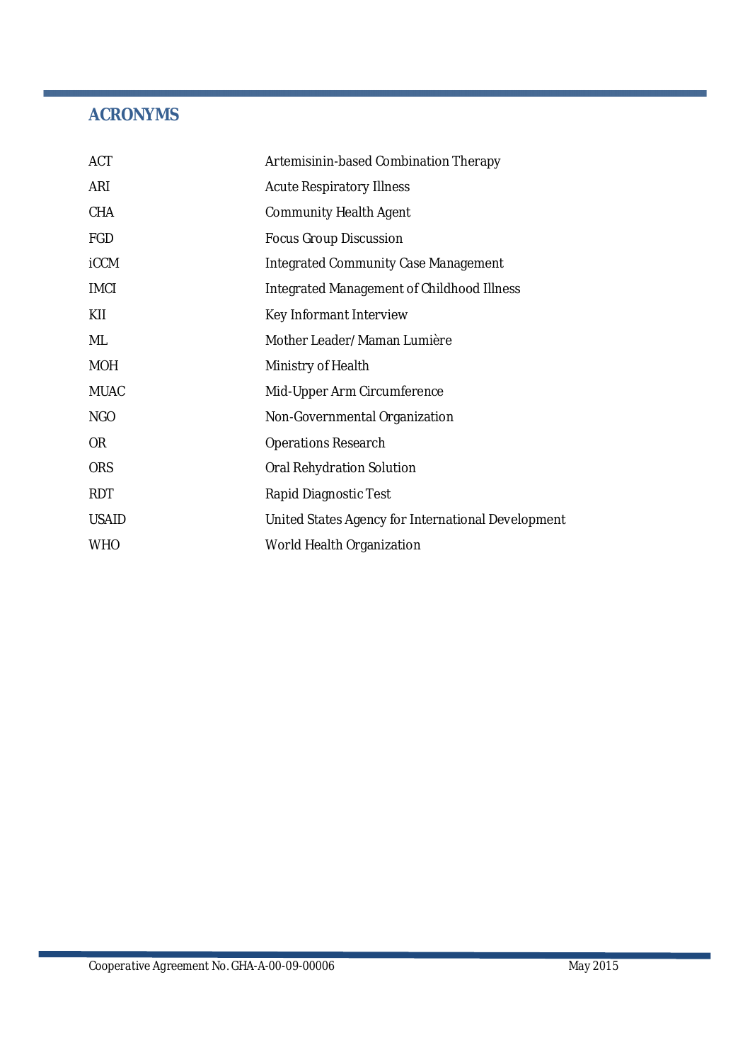## ACRONYMS

| | |
|---|---|
| ACT | Artemisinin-based Combination Therapy |
| ARI | Acute Respiratory Illness |
| CHA | Community Health Agent |
| FGD | Focus Group Discussion |
| iCCM | Integrated Community Case Management |
| IMCI | Integrated Management of Childhood Illness |
| KII | Key Informant Interview |
| ML | Mother Leader/ Maman Lumière |
| MOH | Ministry of Health |
| MUAC | Mid-Upper Arm Circumference |
| NGO | Non-Governmental Organization |
| OR | Operations Research |
| ORS | Oral Rehydration Solution |
| RDT | Rapid Diagnostic Test |
| USAID | United States Agency for International Development |
| WHO | World Health Organization |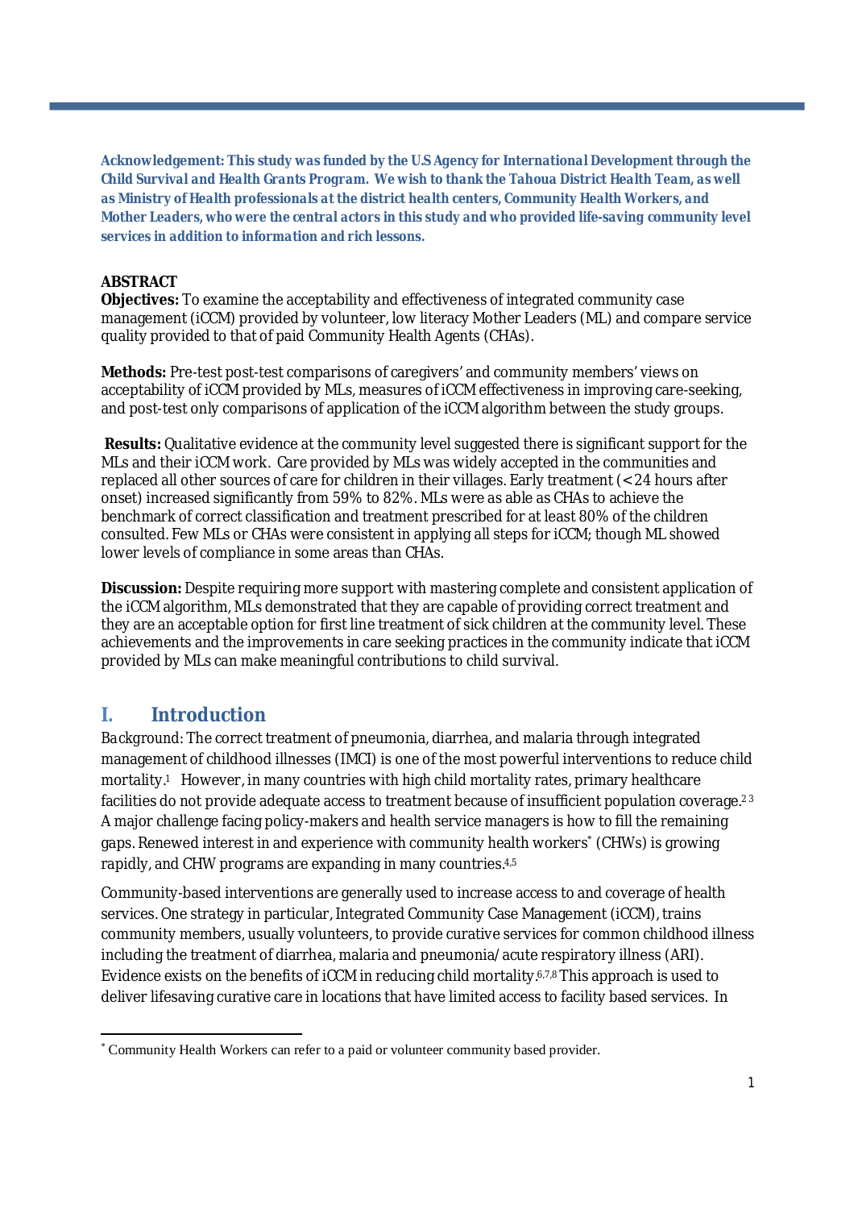**Acknowledgement: This study was funded by the U.S Agency for International Development through the Child Survival and Health Grants Program. We wish to thank the Tahoua District Health Team, as well as Ministry of Health professionals at the district health centers, Community Health Workers, and Mother Leaders, who were the central actors in this study and who provided life-saving community level services in addition to information and rich lessons.**

**ABSTRACT**

**Objectives:** To examine the acceptability and effectiveness of integrated community case management (iCCM) provided by volunteer, low literacy Mother Leaders (ML) and compare service quality provided to that of paid Community Health Agents (CHAs).

**Methods:** Pre-test post-test comparisons of caregivers' and community members' views on acceptability of iCCM provided by MLs, measures of iCCM effectiveness in improving care-seeking, and post-test only comparisons of application of the iCCM algorithm between the study groups.

**Results:** Qualitative evidence at the community level suggested there is significant support for the MLs and their iCCM work. Care provided by MLs was widely accepted in the communities and replaced all other sources of care for children in their villages. Early treatment (< 24 hours after onset) increased significantly from 59% to 82%. MLs were as able as CHAs to achieve the benchmark of correct classification and treatment prescribed for at least 80% of the children consulted. Few MLs or CHAs were consistent in applying all steps for iCCM; though ML showed lower levels of compliance in some areas than CHAs.

**Discussion:** Despite requiring more support with mastering complete and consistent application of the iCCM algorithm, MLs demonstrated that they are capable of providing correct treatment and they are an acceptable option for first line treatment of sick children at the community level. These achievements and the improvements in care seeking practices in the community indicate that iCCM provided by MLs can make meaningful contributions to child survival.

# I. Introduction

Background: The correct treatment of pneumonia, diarrhea, and malaria through integrated management of childhood illnesses (IMCI) is one of the most powerful interventions to reduce child mortality.[1] However, in many countries with high child mortality rates, primary healthcare facilities do not provide adequate access to treatment because of insufficient population coverage.[2,3] A major challenge facing policy-makers and health service managers is how to fill the remaining gaps. Renewed interest in and experience with community health workers[*] (CHWs) is growing rapidly, and CHW programs are expanding in many countries.[4,5]

Community-based interventions are generally used to increase access to and coverage of health services. One strategy in particular, Integrated Community Case Management (iCCM), trains community members, usually volunteers, to provide curative services for common childhood illness including the treatment of diarrhea, malaria and pneumonia/acute respiratory illness (ARI). Evidence exists on the benefits of iCCM in reducing child mortality.[6,7,8] This approach is used to deliver lifesaving curative care in locations that have limited access to facility based services. In

---

[*] Community Health Workers can refer to a paid or volunteer community based provider.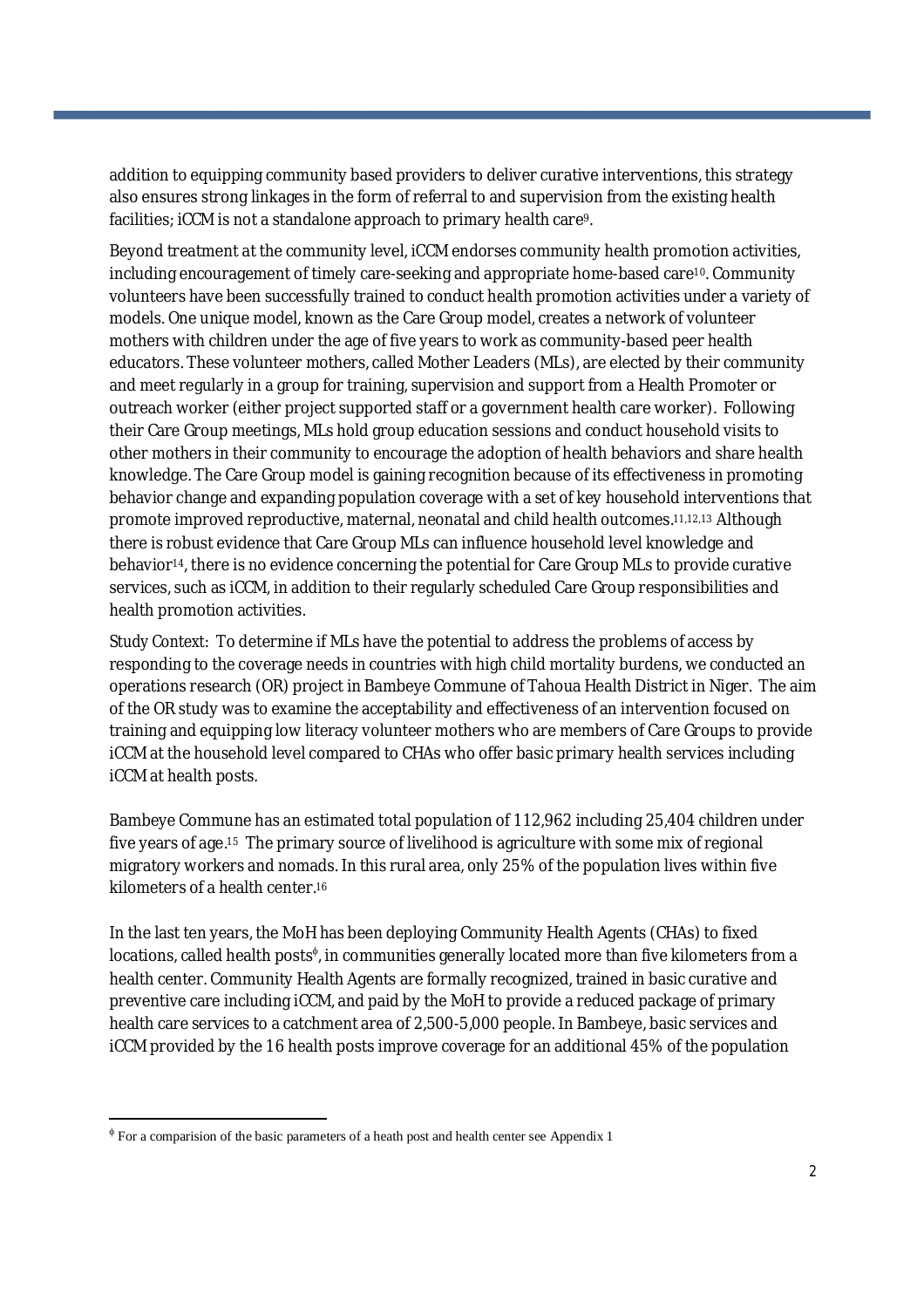addition to equipping community based providers to deliver curative interventions, this strategy also ensures strong linkages in the form of referral to and supervision from the existing health facilities; iCCM is not a standalone approach to primary health care[9].

Beyond treatment at the community level, iCCM endorses community health promotion activities, including encouragement of timely care-seeking and appropriate home-based care[10]. Community volunteers have been successfully trained to conduct health promotion activities under a variety of models. One unique model, known as the Care Group model, creates a network of volunteer mothers with children under the age of five years to work as community-based peer health educators. These volunteer mothers, called Mother Leaders (MLs), are elected by their community and meet regularly in a group for training, supervision and support from a Health Promoter or outreach worker (either project supported staff or a government health care worker). Following their Care Group meetings, MLs hold group education sessions and conduct household visits to other mothers in their community to encourage the adoption of health behaviors and share health knowledge. The Care Group model is gaining recognition because of its effectiveness in promoting behavior change and expanding population coverage with a set of key household interventions that promote improved reproductive, maternal, neonatal and child health outcomes.[11,12,13] Although there is robust evidence that Care Group MLs can influence household level knowledge and behavior[14], there is no evidence concerning the potential for Care Group MLs to provide curative services, such as iCCM, in addition to their regularly scheduled Care Group responsibilities and health promotion activities.

Study Context: To determine if MLs have the potential to address the problems of access by responding to the coverage needs in countries with high child mortality burdens, we conducted an operations research (OR) project in Bambeye Commune of Tahoua Health District in Niger. The aim of the OR study was to examine the acceptability and effectiveness of an intervention focused on training and equipping low literacy volunteer mothers who are members of Care Groups to provide iCCM at the household level compared to CHAs who offer basic primary health services including iCCM at health posts.

Bambeye Commune has an estimated total population of 112,962 including 25,404 children under five years of age.[15] The primary source of livelihood is agriculture with some mix of regional migratory workers and nomads. In this rural area, only 25% of the population lives within five kilometers of a health center.[16]

In the last ten years, the MoH has been deploying Community Health Agents (CHAs) to fixed locations, called health posts[ϕ], in communities generally located more than five kilometers from a health center. Community Health Agents are formally recognized, trained in basic curative and preventive care including iCCM, and paid by the MoH to provide a reduced package of primary health care services to a catchment area of 2,500-5,000 people. In Bambeye, basic services and iCCM provided by the 16 health posts improve coverage for an additional 45% of the population

[ϕ] For a comparision of the basic parameters of a heath post and health center see Appendix 1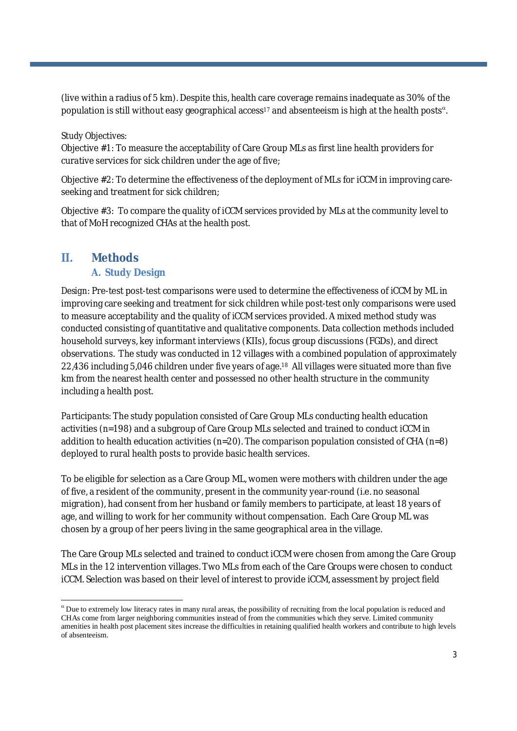(live within a radius of 5 km). Despite this, health care coverage remains inadequate as 30% of the population is still without easy geographical access[17] and absenteeism is high at the health posts[α].

Study Objectives:
Objective #1: To measure the acceptability of Care Group MLs as first line health providers for curative services for sick children under the age of five;

Objective #2: To determine the effectiveness of the deployment of MLs for iCCM in improving care-seeking and treatment for sick children;

Objective #3: To compare the quality of iCCM services provided by MLs at the community level to that of MoH recognized CHAs at the health post.

## II. Methods

### A. Study Design

Design: Pre-test post-test comparisons were used to determine the effectiveness of iCCM by ML in improving care seeking and treatment for sick children while post-test only comparisons were used to measure acceptability and the quality of iCCM services provided. A mixed method study was conducted consisting of quantitative and qualitative components. Data collection methods included household surveys, key informant interviews (KIIs), focus group discussions (FGDs), and direct observations. The study was conducted in 12 villages with a combined population of approximately 22,436 including 5,046 children under five years of age.[18] All villages were situated more than five km from the nearest health center and possessed no other health structure in the community including a health post.

Participants: The study population consisted of Care Group MLs conducting health education activities (n=198) and a subgroup of Care Group MLs selected and trained to conduct iCCM in addition to health education activities (n=20). The comparison population consisted of CHA (n=8) deployed to rural health posts to provide basic health services.

To be eligible for selection as a Care Group ML, women were mothers with children under the age of five, a resident of the community, present in the community year-round (i.e. no seasonal migration), had consent from her husband or family members to participate, at least 18 years of age, and willing to work for her community without compensation. Each Care Group ML was chosen by a group of her peers living in the same geographical area in the village.

The Care Group MLs selected and trained to conduct iCCM were chosen from among the Care Group MLs in the 12 intervention villages. Two MLs from each of the Care Groups were chosen to conduct iCCM. Selection was based on their level of interest to provide iCCM, assessment by project field

---

[α] Due to extremely low literacy rates in many rural areas, the possibility of recruiting from the local population is reduced and CHAs come from larger neighboring communities instead of from the communities which they serve. Limited community amenities in health post placement sites increase the difficulties in retaining qualified health workers and contribute to high levels of absenteeism.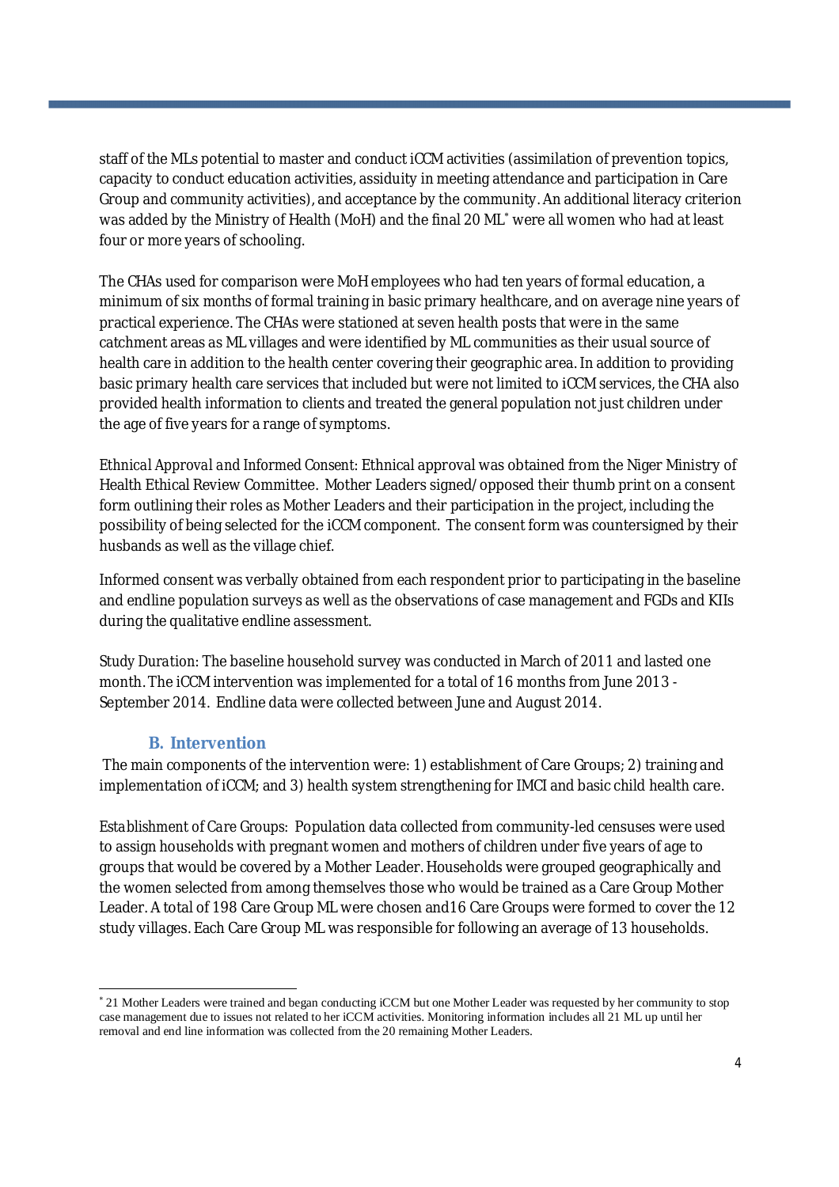staff of the MLs potential to master and conduct iCCM activities (assimilation of prevention topics, capacity to conduct education activities, assiduity in meeting attendance and participation in Care Group and community activities), and acceptance by the community. An additional literacy criterion was added by the Ministry of Health (MoH) and the final 20 ML[*] were all women who had at least four or more years of schooling.

The CHAs used for comparison were MoH employees who had ten years of formal education, a minimum of six months of formal training in basic primary healthcare, and on average nine years of practical experience. The CHAs were stationed at seven health posts that were in the same catchment areas as ML villages and were identified by ML communities as their usual source of health care in addition to the health center covering their geographic area. In addition to providing basic primary health care services that included but were not limited to iCCM services, the CHA also provided health information to clients and treated the general population not just children under the age of five years for a range of symptoms.

*Ethnical Approval and Informed Consent:* Ethnical approval was obtained from the Niger Ministry of Health Ethical Review Committee. Mother Leaders signed/opposed their thumb print on a consent form outlining their roles as Mother Leaders and their participation in the project, including the possibility of being selected for the iCCM component. The consent form was countersigned by their husbands as well as the village chief.

Informed consent was verbally obtained from each respondent prior to participating in the baseline and endline population surveys as well as the observations of case management and FGDs and KIIs during the qualitative endline assessment.

*Study Duration:* The baseline household survey was conducted in March of 2011 and lasted one month. The iCCM intervention was implemented for a total of 16 months from June 2013 - September 2014. Endline data were collected between June and August 2014.

### B. Intervention

The main components of the intervention were: 1) establishment of Care Groups; 2) training and implementation of iCCM; and 3) health system strengthening for IMCI and basic child health care.

*Establishment of Care Groups:* Population data collected from community-led censuses were used to assign households with pregnant women and mothers of children under five years of age to groups that would be covered by a Mother Leader. Households were grouped geographically and the women selected from among themselves those who would be trained as a Care Group Mother Leader. A total of 198 Care Group ML were chosen and16 Care Groups were formed to cover the 12 study villages. Each Care Group ML was responsible for following an average of 13 households.

---

[*] 21 Mother Leaders were trained and began conducting iCCM but one Mother Leader was requested by her community to stop case management due to issues not related to her iCCM activities. Monitoring information includes all 21 ML up until her removal and end line information was collected from the 20 remaining Mother Leaders.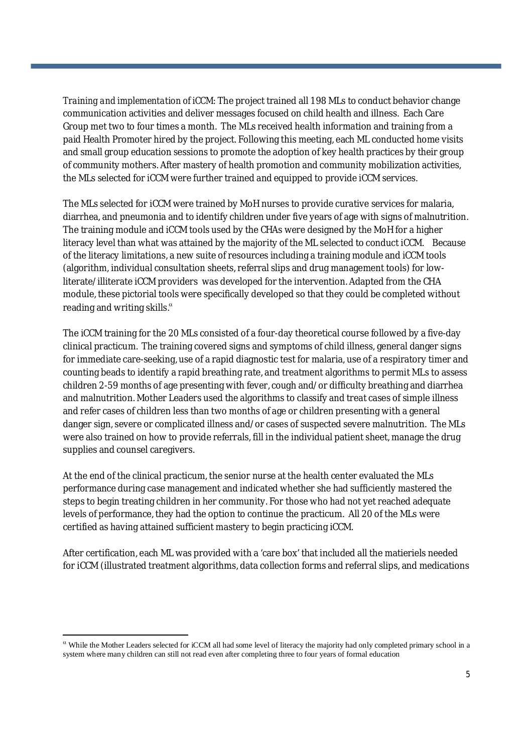*Training and implementation of iCCM:* The project trained all 198 MLs to conduct behavior change communication activities and deliver messages focused on child health and illness. Each Care Group met two to four times a month. The MLs received health information and training from a paid Health Promoter hired by the project. Following this meeting, each ML conducted home visits and small group education sessions to promote the adoption of key health practices by their group of community mothers. After mastery of health promotion and community mobilization activities, the MLs selected for iCCM were further trained and equipped to provide iCCM services.

The MLs selected for iCCM were trained by MoH nurses to provide curative services for malaria, diarrhea, and pneumonia and to identify children under five years of age with signs of malnutrition. The training module and iCCM tools used by the CHAs were designed by the MoH for a higher literacy level than what was attained by the majority of the ML selected to conduct iCCM. Because of the literacy limitations, a new suite of resources including a training module and iCCM tools (algorithm, individual consultation sheets, referral slips and drug management tools) for low-literate/illiterate iCCM providers was developed for the intervention. Adapted from the CHA module, these pictorial tools were specifically developed so that they could be completed without reading and writing skills.[α]

The iCCM training for the 20 MLs consisted of a four-day theoretical course followed by a five-day clinical practicum. The training covered signs and symptoms of child illness, general danger signs for immediate care-seeking, use of a rapid diagnostic test for malaria, use of a respiratory timer and counting beads to identify a rapid breathing rate, and treatment algorithms to permit MLs to assess children 2-59 months of age presenting with fever, cough and/or difficulty breathing and diarrhea and malnutrition. Mother Leaders used the algorithms to classify and treat cases of simple illness and refer cases of children less than two months of age or children presenting with a general danger sign, severe or complicated illness and/or cases of suspected severe malnutrition. The MLs were also trained on how to provide referrals, fill in the individual patient sheet, manage the drug supplies and counsel caregivers.

At the end of the clinical practicum, the senior nurse at the health center evaluated the MLs performance during case management and indicated whether she had sufficiently mastered the steps to begin treating children in her community. For those who had not yet reached adequate levels of performance, they had the option to continue the practicum. All 20 of the MLs were certified as having attained sufficient mastery to begin practicing iCCM.

After certification, each ML was provided with a 'care box' that included all the matieriels needed for iCCM (illustrated treatment algorithms, data collection forms and referral slips, and medications

---

[α] While the Mother Leaders selected for iCCM all had some level of literacy the majority had only completed primary school in a system where many children can still not read even after completing three to four years of formal education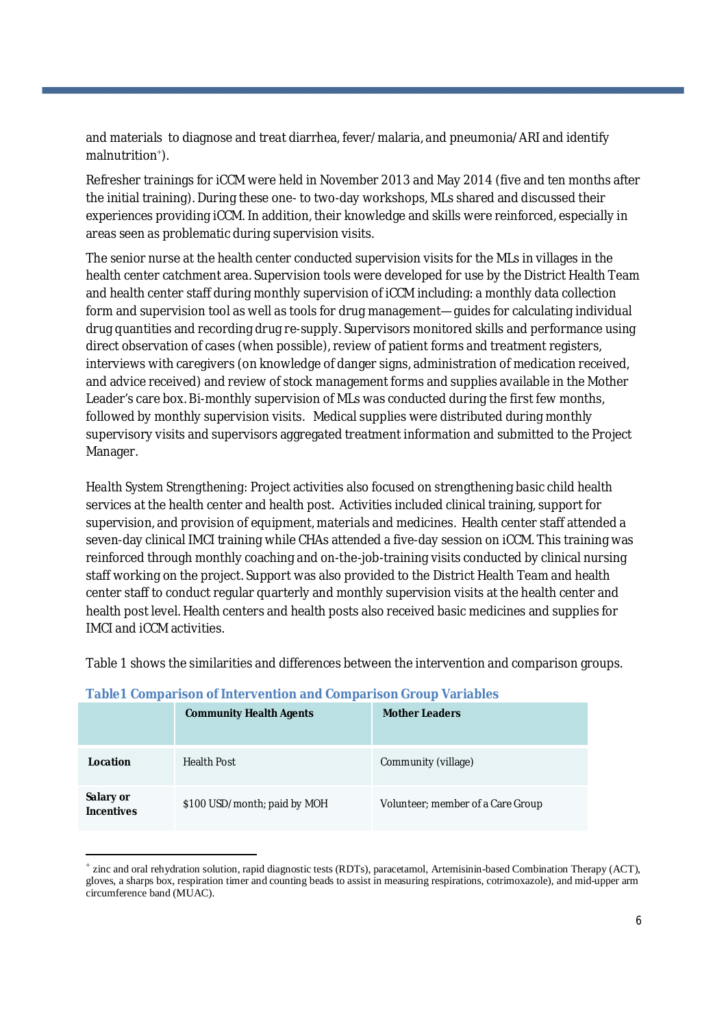and materials to diagnose and treat diarrhea, fever/malaria, and pneumonia/ARI and identify malnutrition[+]).

Refresher trainings for iCCM were held in November 2013 and May 2014 (five and ten months after the initial training). During these one- to two-day workshops, MLs shared and discussed their experiences providing iCCM. In addition, their knowledge and skills were reinforced, especially in areas seen as problematic during supervision visits.

The senior nurse at the health center conducted supervision visits for the MLs in villages in the health center catchment area. Supervision tools were developed for use by the District Health Team and health center staff during monthly supervision of iCCM including: a monthly data collection form and supervision tool as well as tools for drug management—guides for calculating individual drug quantities and recording drug re-supply. Supervisors monitored skills and performance using direct observation of cases (when possible), review of patient forms and treatment registers, interviews with caregivers (on knowledge of danger signs, administration of medication received, and advice received) and review of stock management forms and supplies available in the Mother Leader's care box. Bi-monthly supervision of MLs was conducted during the first few months, followed by monthly supervision visits. Medical supplies were distributed during monthly supervisory visits and supervisors aggregated treatment information and submitted to the Project Manager.

Health System Strengthening: Project activities also focused on strengthening basic child health services at the health center and health post. Activities included clinical training, support for supervision, and provision of equipment, materials and medicines. Health center staff attended a seven-day clinical IMCI training while CHAs attended a five-day session on iCCM. This training was reinforced through monthly coaching and on-the-job-training visits conducted by clinical nursing staff working on the project. Support was also provided to the District Health Team and health center staff to conduct regular quarterly and monthly supervision visits at the health center and health post level. Health centers and health posts also received basic medicines and supplies for IMCI and iCCM activities.

Table 1 shows the similarities and differences between the intervention and comparison groups.

**Table1 Comparison of Intervention and Comparison Group Variables**

| | **Community Health Agents** | **Mother Leaders** |
|---|---|---|
| **Location** | Health Post | Community (village) |
| **Salary or Incentives** | $100 USD/month; paid by MOH | Volunteer; member of a Care Group |

[+] zinc and oral rehydration solution, rapid diagnostic tests (RDTs), paracetamol, Artemisinin-based Combination Therapy (ACT), gloves, a sharps box, respiration timer and counting beads to assist in measuring respirations, cotrimoxazole), and mid-upper arm circumference band (MUAC).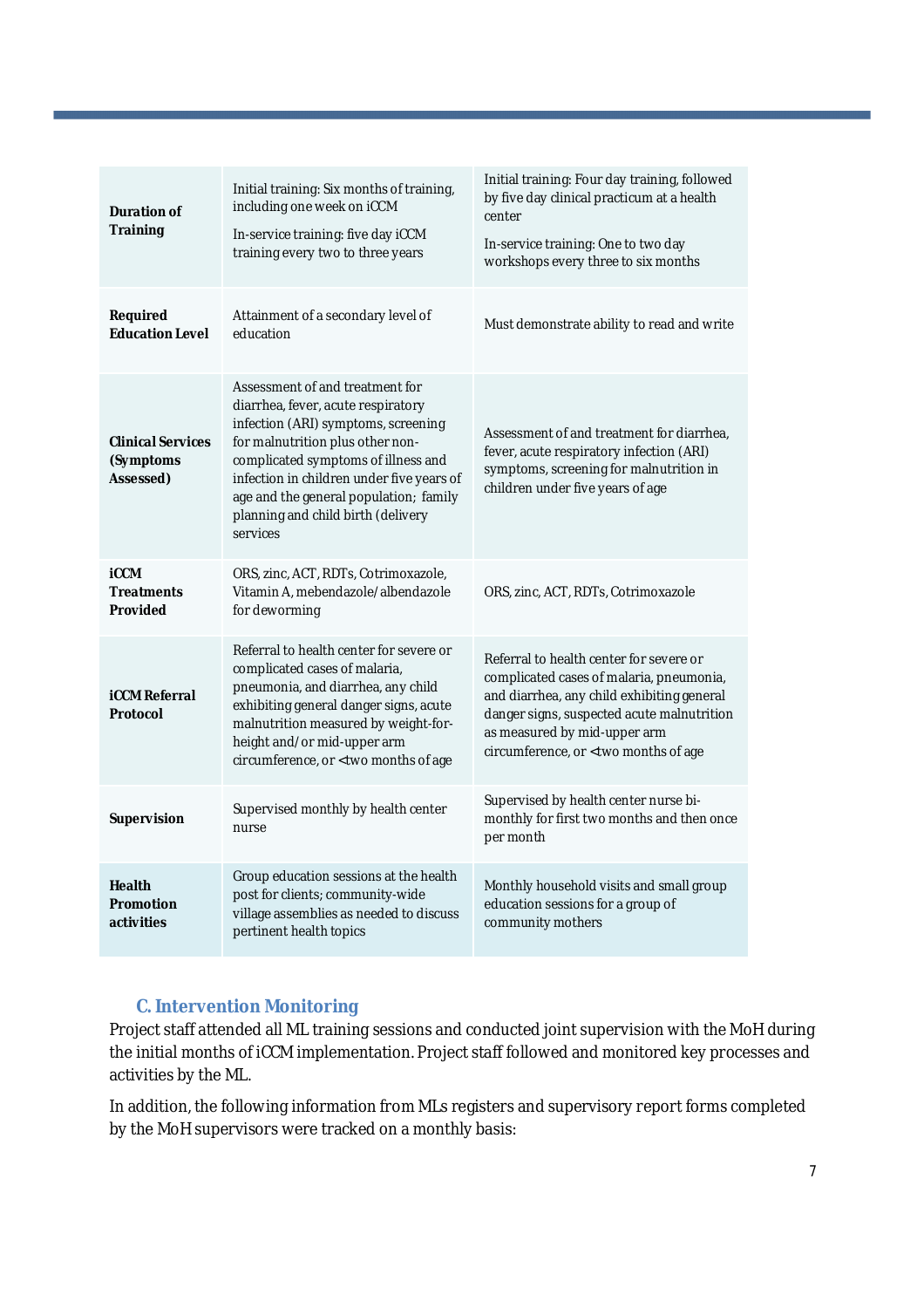| | | |
|---|---|---|
| **Duration of Training** | Initial training: Six months of training, including one week on iCCM<br><br>In-service training: five day iCCM training every two to three years | Initial training: Four day training, followed by five day clinical practicum at a health center<br><br>In-service training: One to two day workshops every three to six months |
| **Required Education Level** | Attainment of a secondary level of education | Must demonstrate ability to read and write |
| **Clinical Services (Symptoms Assessed)** | Assessment of and treatment for diarrhea, fever, acute respiratory infection (ARI) symptoms, screening for malnutrition plus other non-complicated symptoms of illness and infection in children under five years of age and the general population; family planning and child birth (delivery services | Assessment of and treatment for diarrhea, fever, acute respiratory infection (ARI) symptoms, screening for malnutrition in children under five years of age |
| **iCCM Treatments Provided** | ORS, zinc, ACT, RDTs, Cotrimoxazole, Vitamin A, mebendazole/albendazole for deworming | ORS, zinc, ACT, RDTs, Cotrimoxazole |
| **iCCM Referral Protocol** | Referral to health center for severe or complicated cases of malaria, pneumonia, and diarrhea, any child exhibiting general danger signs, acute malnutrition measured by weight-for-height and/or mid-upper arm circumference, or <two months of age | Referral to health center for severe or complicated cases of malaria, pneumonia, and diarrhea, any child exhibiting general danger signs, suspected acute malnutrition as measured by mid-upper arm circumference, or <two months of age |
| **Supervision** | Supervised monthly by health center nurse | Supervised by health center nurse bi-monthly for first two months and then once per month |
| **Health Promotion activities** | Group education sessions at the health post for clients; community-wide village assemblies as needed to discuss pertinent health topics | Monthly household visits and small group education sessions for a group of community mothers |

### C. Intervention Monitoring

Project staff attended all ML training sessions and conducted joint supervision with the MoH during the initial months of iCCM implementation. Project staff followed and monitored key processes and activities by the ML.

In addition, the following information from MLs registers and supervisory report forms completed by the MoH supervisors were tracked on a monthly basis: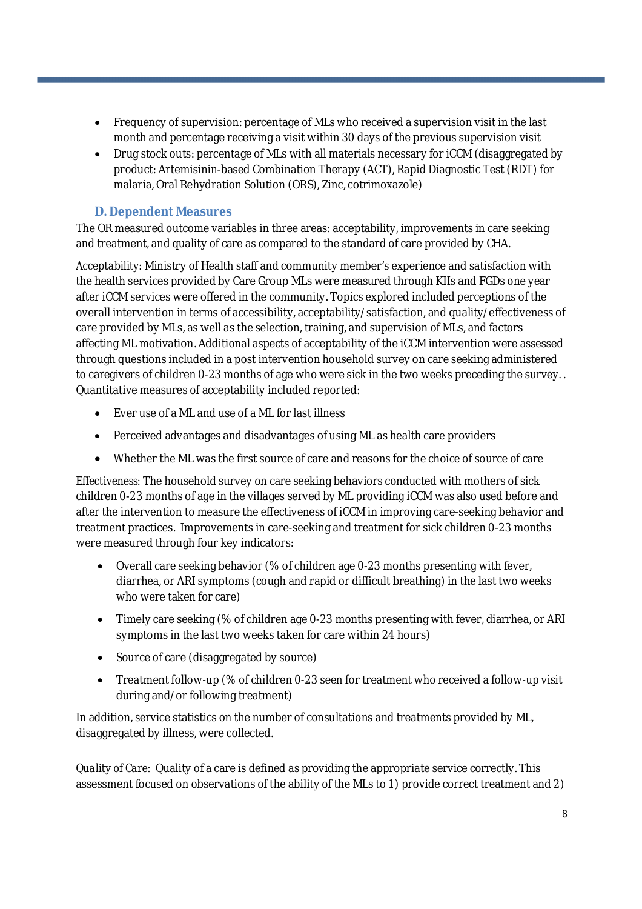- Frequency of supervision: percentage of MLs who received a supervision visit in the last month and percentage receiving a visit within 30 days of the previous supervision visit
- Drug stock outs: percentage of MLs with all materials necessary for iCCM (disaggregated by product: Artemisinin-based Combination Therapy (ACT), Rapid Diagnostic Test (RDT) for malaria, Oral Rehydration Solution (ORS), Zinc, cotrimoxazole)

### D. Dependent Measures

The OR measured outcome variables in three areas: acceptability, improvements in care seeking and treatment, and quality of care as compared to the standard of care provided by CHA.

*Acceptability:* Ministry of Health staff and community member's experience and satisfaction with the health services provided by Care Group MLs were measured through KIIs and FGDs one year after iCCM services were offered in the community. Topics explored included perceptions of the overall intervention in terms of accessibility, acceptability/satisfaction, and quality/effectiveness of care provided by MLs, as well as the selection, training, and supervision of MLs, and factors affecting ML motivation. Additional aspects of acceptability of the iCCM intervention were assessed through questions included in a post intervention household survey on care seeking administered to caregivers of children 0-23 months of age who were sick in the two weeks preceding the survey. . Quantitative measures of acceptability included reported:

- Ever use of a ML and use of a ML for last illness
- Perceived advantages and disadvantages of using ML as health care providers
- Whether the ML was the first source of care and reasons for the choice of source of care

Effectiveness: The household survey on care seeking behaviors conducted with mothers of sick children 0-23 months of age in the villages served by ML providing iCCM was also used before and after the intervention to measure the effectiveness of iCCM in improving care-seeking behavior and treatment practices. Improvements in care-seeking and treatment for sick children 0-23 months were measured through four key indicators:

- Overall care seeking behavior (% of children age 0-23 months presenting with fever, diarrhea, or ARI symptoms (cough and rapid or difficult breathing) in the last two weeks who were taken for care)
- Timely care seeking (% of children age 0-23 months presenting with fever, diarrhea, or ARI symptoms in the last two weeks taken for care within 24 hours)
- Source of care (disaggregated by source)
- Treatment follow-up (% of children 0-23 seen for treatment who received a follow-up visit during and/or following treatment)

In addition, service statistics on the number of consultations and treatments provided by ML, disaggregated by illness, were collected.

*Quality of Care:* Quality of a care is defined as providing the appropriate service correctly. This assessment focused on observations of the ability of the MLs to 1) provide correct treatment and 2)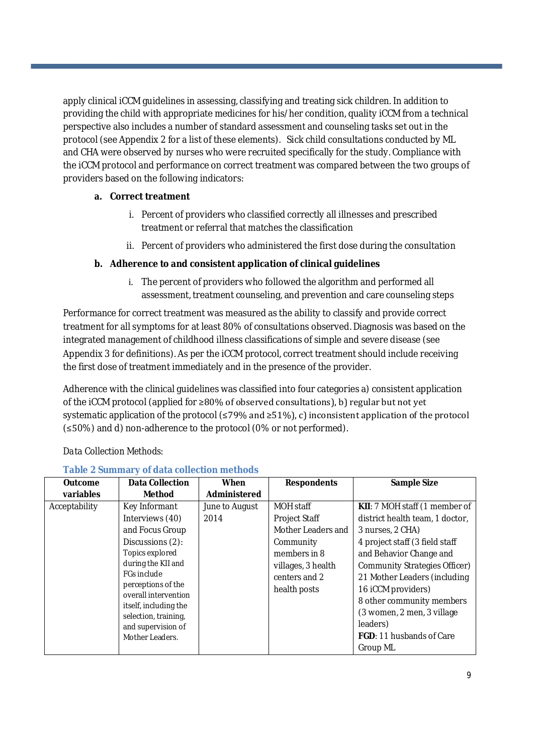apply clinical iCCM guidelines in assessing, classifying and treating sick children. In addition to providing the child with appropriate medicines for his/her condition, quality iCCM from a technical perspective also includes a number of standard assessment and counseling tasks set out in the protocol (see Appendix 2 for a list of these elements). Sick child consultations conducted by ML and CHA were observed by nurses who were recruited specifically for the study. Compliance with the iCCM protocol and performance on correct treatment was compared between the two groups of providers based on the following indicators:

**a. Correct treatment**

i. Percent of providers who classified correctly all illnesses and prescribed treatment or referral that matches the classification

ii. Percent of providers who administered the first dose during the consultation

**b. Adherence to and consistent application of clinical guidelines**

i. The percent of providers who followed the algorithm and performed all assessment, treatment counseling, and prevention and care counseling steps

Performance for correct treatment was measured as the ability to classify and provide correct treatment for all symptoms for at least 80% of consultations observed. Diagnosis was based on the integrated management of childhood illness classifications of simple and severe disease (see Appendix 3 for definitions). As per the iCCM protocol, correct treatment should include receiving the first dose of treatment immediately and in the presence of the provider.

Adherence with the clinical guidelines was classified into four categories a) consistent application of the iCCM protocol (applied for ≥80% of observed consultations), b) regular but not yet systematic application of the protocol (≤79% and ≥51%), c) inconsistent application of the protocol (≤50%) and d) non-adherence to the protocol (0% or not performed).

Data Collection Methods:

**Table 2 Summary of data collection methods**

| Outcome variables | Data Collection Method | When Administered | Respondents | Sample Size |
|---|---|---|---|---|
| Acceptability | Key Informant Interviews (40) and Focus Group Discussions (2): Topics explored during the KII and FGs include perceptions of the overall intervention itself, including the selection, training, and supervision of Mother Leaders. | June to August 2014 | MOH staff<br>Project Staff<br>Mother Leaders and Community members in 8 villages, 3 health centers and 2 health posts | **KII**: 7 MOH staff (1 member of district health team, 1 doctor, 3 nurses, 2 CHA)<br>4 project staff (3 field staff and Behavior Change and Community Strategies Officer)<br>21 Mother Leaders (including 16 iCCM providers)<br>8 other community members (3 women, 2 men, 3 village leaders)<br>**FGD**: 11 husbands of Care Group ML |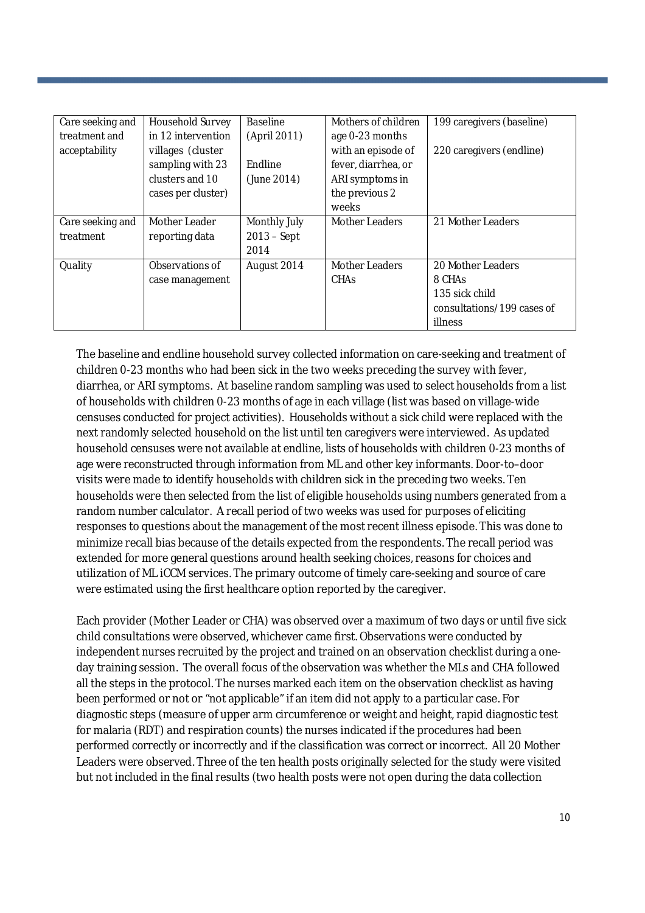| Care seeking and treatment and acceptability | Household Survey in 12 intervention villages (cluster sampling with 23 clusters and 10 cases per cluster) | Baseline (April 2011)<br><br>Endline (June 2014) | Mothers of children age 0-23 months with an episode of fever, diarrhea, or ARI symptoms in the previous 2 weeks | 199 caregivers (baseline)<br><br>220 caregivers (endline) |
|---|---|---|---|---|
| Care seeking and treatment | Mother Leader reporting data | Monthly July 2013 – Sept 2014 | Mother Leaders | 21 Mother Leaders |
| Quality | Observations of case management | August 2014 | Mother Leaders<br>CHAs | 20 Mother Leaders<br>8 CHAs<br>135 sick child consultations/199 cases of illness |

The baseline and endline household survey collected information on care-seeking and treatment of children 0-23 months who had been sick in the two weeks preceding the survey with fever, diarrhea, or ARI symptoms. At baseline random sampling was used to select households from a list of households with children 0-23 months of age in each village (list was based on village-wide censuses conducted for project activities). Households without a sick child were replaced with the next randomly selected household on the list until ten caregivers were interviewed. As updated household censuses were not available at endline, lists of households with children 0-23 months of age were reconstructed through information from ML and other key informants. Door-to–door visits were made to identify households with children sick in the preceding two weeks. Ten households were then selected from the list of eligible households using numbers generated from a random number calculator. A recall period of two weeks was used for purposes of eliciting responses to questions about the management of the most recent illness episode. This was done to minimize recall bias because of the details expected from the respondents. The recall period was extended for more general questions around health seeking choices, reasons for choices and utilization of ML iCCM services. The primary outcome of timely care-seeking and source of care were estimated using the first healthcare option reported by the caregiver.

Each provider (Mother Leader or CHA) was observed over a maximum of two days or until five sick child consultations were observed, whichever came first. Observations were conducted by independent nurses recruited by the project and trained on an observation checklist during a one-day training session. The overall focus of the observation was whether the MLs and CHA followed all the steps in the protocol. The nurses marked each item on the observation checklist as having been performed or not or "not applicable" if an item did not apply to a particular case. For diagnostic steps (measure of upper arm circumference or weight and height, rapid diagnostic test for malaria (RDT) and respiration counts) the nurses indicated if the procedures had been performed correctly or incorrectly and if the classification was correct or incorrect. All 20 Mother Leaders were observed. Three of the ten health posts originally selected for the study were visited but not included in the final results (two health posts were not open during the data collection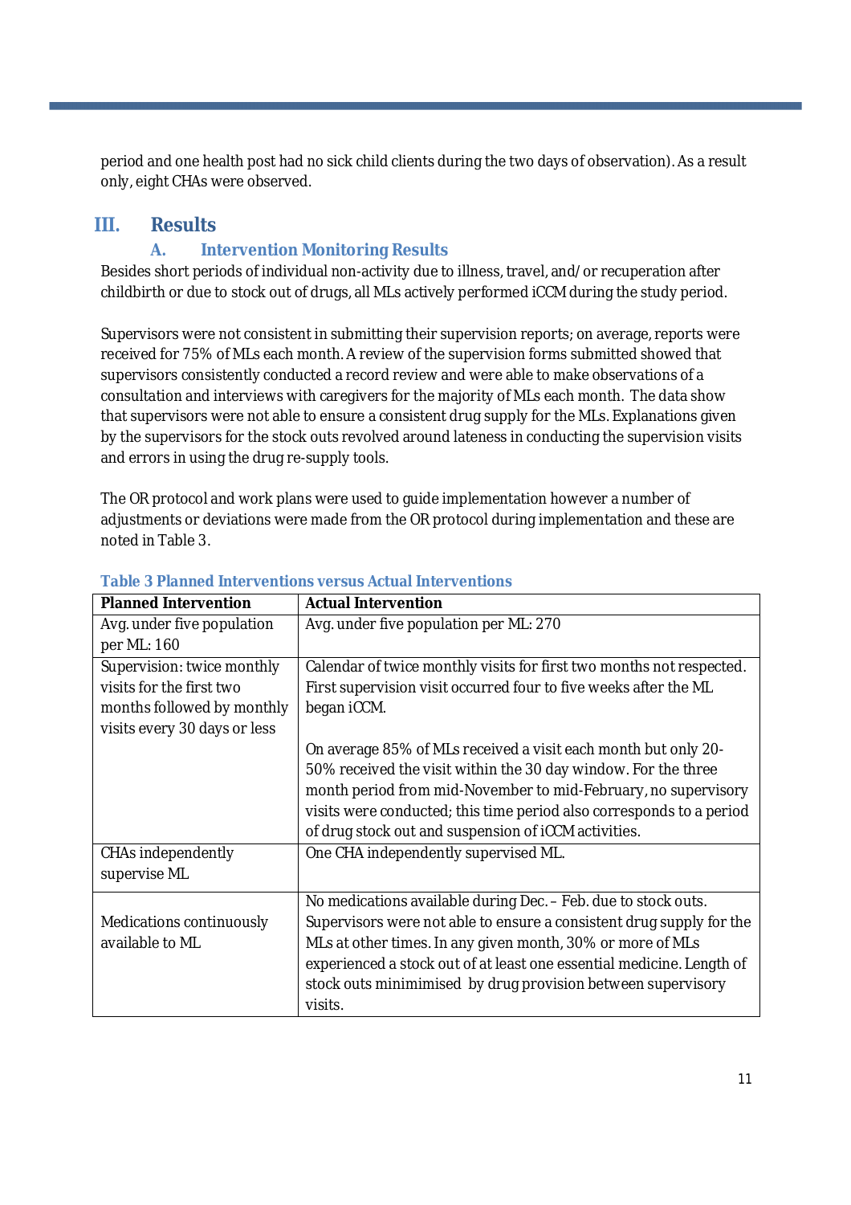period and one health post had no sick child clients during the two days of observation). As a result only, eight CHAs were observed.

# III. Results

## A. Intervention Monitoring Results

Besides short periods of individual non-activity due to illness, travel, and/or recuperation after childbirth or due to stock out of drugs, all MLs actively performed iCCM during the study period.

Supervisors were not consistent in submitting their supervision reports; on average, reports were received for 75% of MLs each month. A review of the supervision forms submitted showed that supervisors consistently conducted a record review and were able to make observations of a consultation and interviews with caregivers for the majority of MLs each month. The data show that supervisors were not able to ensure a consistent drug supply for the MLs. Explanations given by the supervisors for the stock outs revolved around lateness in conducting the supervision visits and errors in using the drug re-supply tools.

The OR protocol and work plans were used to guide implementation however a number of adjustments or deviations were made from the OR protocol during implementation and these are noted in Table 3.

**Table 3 Planned Interventions versus Actual Interventions**

| Planned Intervention | Actual Intervention |
|---|---|
| Avg. under five population per ML: 160 | Avg. under five population per ML: 270 |
| Supervision: twice monthly visits for the first two months followed by monthly visits every 30 days or less | Calendar of twice monthly visits for first two months not respected. First supervision visit occurred four to five weeks after the ML began iCCM.<br><br>On average 85% of MLs received a visit each month but only 20-50% received the visit within the 30 day window. For the three month period from mid-November to mid-February, no supervisory visits were conducted; this time period also corresponds to a period of drug stock out and suspension of iCCM activities. |
| CHAs independently supervise ML | One CHA independently supervised ML. |
| Medications continuously available to ML | No medications available during Dec. – Feb. due to stock outs. Supervisors were not able to ensure a consistent drug supply for the MLs at other times. In any given month, 30% or more of MLs experienced a stock out of at least one essential medicine. Length of stock outs minimised by drug provision between supervisory visits. |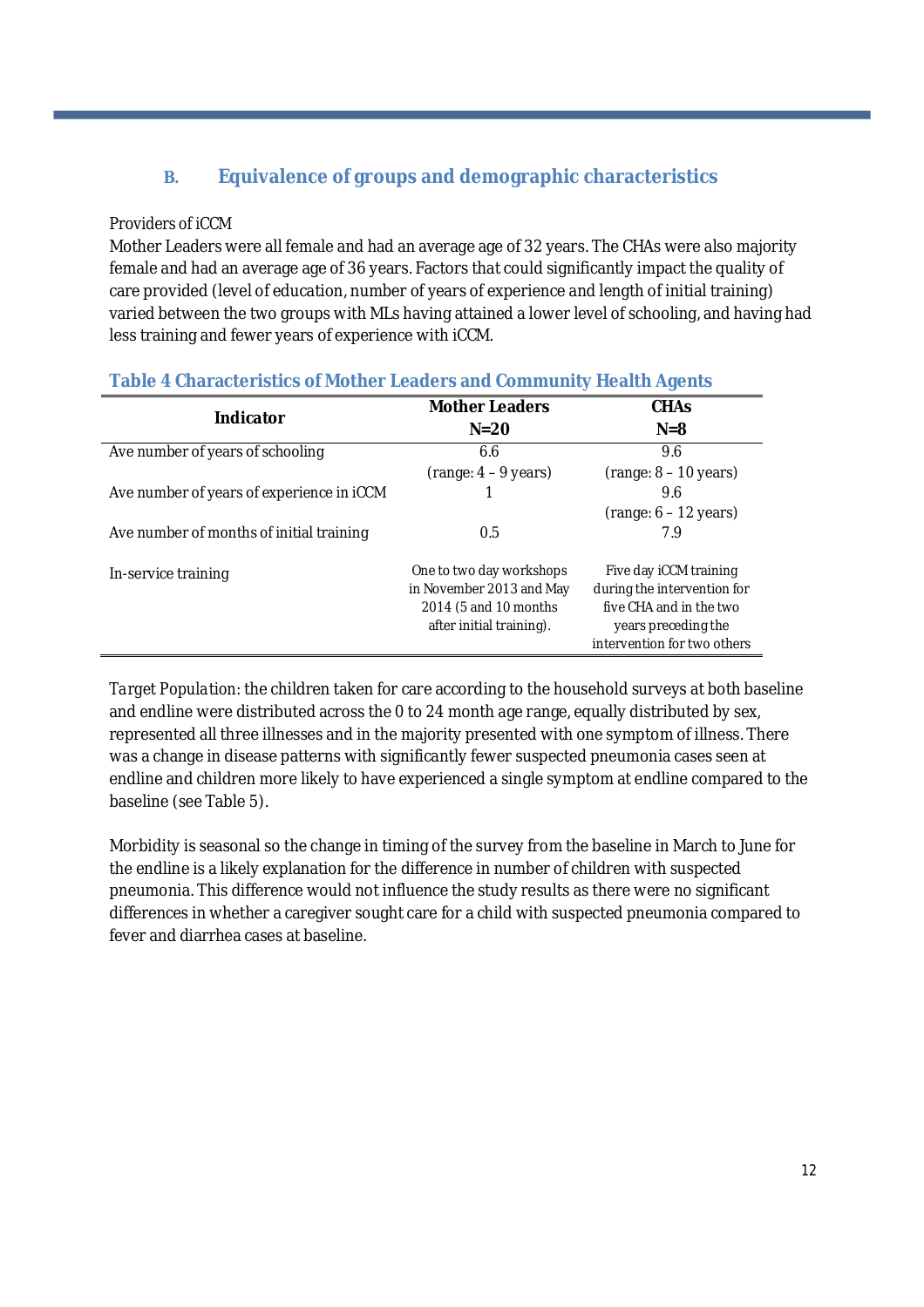## B. Equivalence of groups and demographic characteristics

Providers of iCCM

Mother Leaders were all female and had an average age of 32 years. The CHAs were also majority female and had an average age of 36 years. Factors that could significantly impact the quality of care provided (level of education, number of years of experience and length of initial training) varied between the two groups with MLs having attained a lower level of schooling, and having had less training and fewer years of experience with iCCM.

**Table 4 Characteristics of Mother Leaders and Community Health Agents**

| Indicator | Mother Leaders N=20 | CHAs N=8 |
|---|---|---|
| Ave number of years of schooling | 6.6 (range: 4 – 9 years) | 9.6 (range: 8 – 10 years) |
| Ave number of years of experience in iCCM | 1 | 9.6 (range: 6 – 12 years) |
| Ave number of months of initial training | 0.5 | 7.9 |
| In-service training | One to two day workshops in November 2013 and May 2014 (5 and 10 months after initial training). | Five day iCCM training during the intervention for five CHA and in the two years preceding the intervention for two others |

*Target Population*: the children taken for care according to the household surveys at both baseline and endline were distributed across the 0 to 24 month age range, equally distributed by sex, represented all three illnesses and in the majority presented with one symptom of illness. There was a change in disease patterns with significantly fewer suspected pneumonia cases seen at endline and children more likely to have experienced a single symptom at endline compared to the baseline (see Table 5).

Morbidity is seasonal so the change in timing of the survey from the baseline in March to June for the endline is a likely explanation for the difference in number of children with suspected pneumonia. This difference would not influence the study results as there were no significant differences in whether a caregiver sought care for a child with suspected pneumonia compared to fever and diarrhea cases at baseline.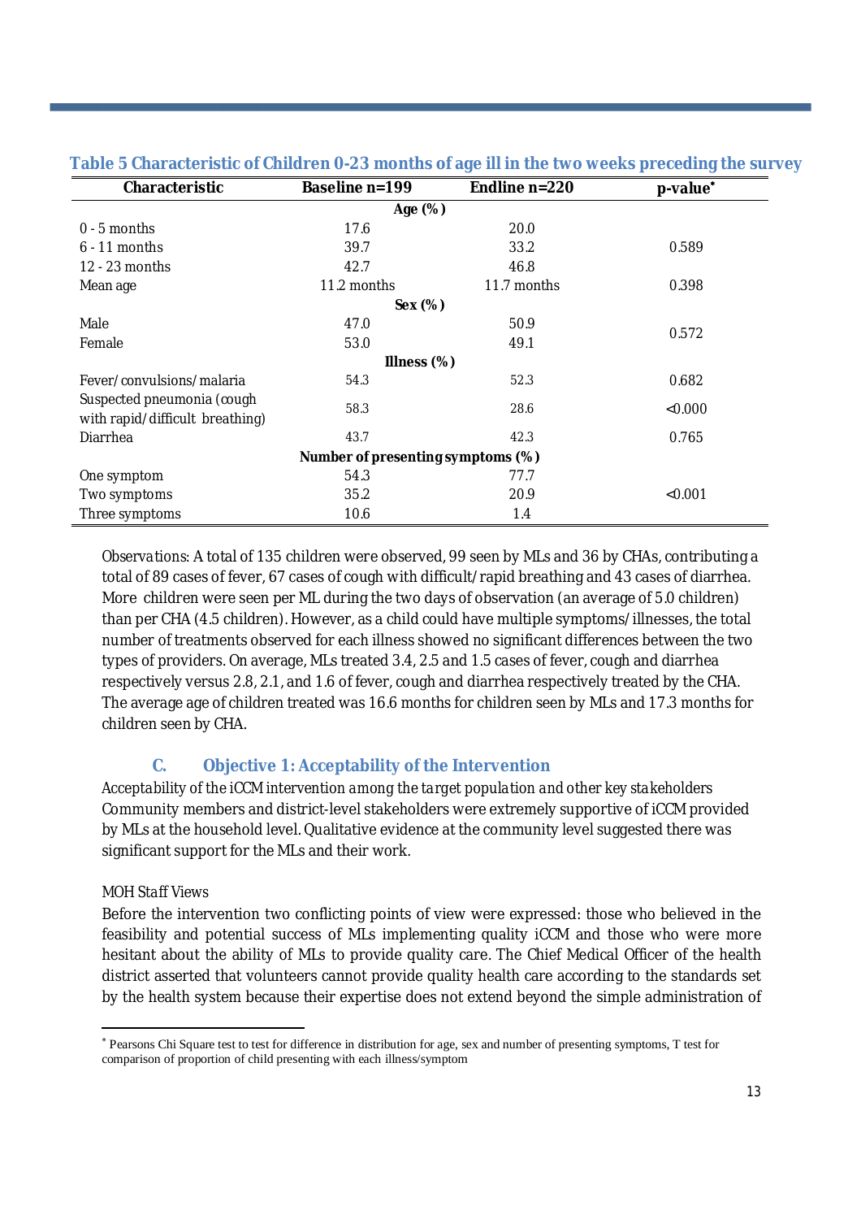**Table 5 Characteristic of Children 0-23 months of age ill in the two weeks preceding the survey**

| Characteristic | Baseline n=199 | Endline n=220 | p-value* |
|---|---|---|---|
| **Age (%)** | | | |
| 0 - 5 months | 17.6 | 20.0 | |
| 6 - 11 months | 39.7 | 33.2 | 0.589 |
| 12 - 23 months | 42.7 | 46.8 | |
| Mean age | 11.2 months | 11.7 months | 0.398 |
| **Sex (%)** | | | |
| Male | 47.0 | 50.9 | 0.572 |
| Female | 53.0 | 49.1 | |
| **Illness (%)** | | | |
| Fever/convulsions/malaria | 54.3 | 52.3 | 0.682 |
| Suspected pneumonia (cough with rapid/difficult breathing) | 58.3 | 28.6 | <0.000 |
| Diarrhea | 43.7 | 42.3 | 0.765 |
| **Number of presenting symptoms (%)** | | | |
| One symptom | 54.3 | 77.7 | |
| Two symptoms | 35.2 | 20.9 | <0.001 |
| Three symptoms | 10.6 | 1.4 | |

*Observations*: A total of 135 children were observed, 99 seen by MLs and 36 by CHAs, contributing a total of 89 cases of fever, 67 cases of cough with difficult/rapid breathing and 43 cases of diarrhea. More children were seen per ML during the two days of observation (an average of 5.0 children) than per CHA (4.5 children). However, as a child could have multiple symptoms/illnesses, the total number of treatments observed for each illness showed no significant differences between the two types of providers. On average, MLs treated 3.4, 2.5 and 1.5 cases of fever, cough and diarrhea respectively versus 2.8, 2.1, and 1.6 of fever, cough and diarrhea respectively treated by the CHA. The average age of children treated was 16.6 months for children seen by MLs and 17.3 months for children seen by CHA.

## C. Objective 1: Acceptability of the Intervention

*Acceptability of the iCCM intervention among the target population and other key stakeholders*

Community members and district-level stakeholders were extremely supportive of iCCM provided by MLs at the household level. Qualitative evidence at the community level suggested there was significant support for the MLs and their work.

*MOH Staff Views*

Before the intervention two conflicting points of view were expressed: those who believed in the feasibility and potential success of MLs implementing quality iCCM and those who were more hesitant about the ability of MLs to provide quality care. The Chief Medical Officer of the health district asserted that volunteers cannot provide quality health care according to the standards set by the health system because their expertise does not extend beyond the simple administration of

* Pearsons Chi Square test to test for difference in distribution for age, sex and number of presenting symptoms, T test for comparison of proportion of child presenting with each illness/symptom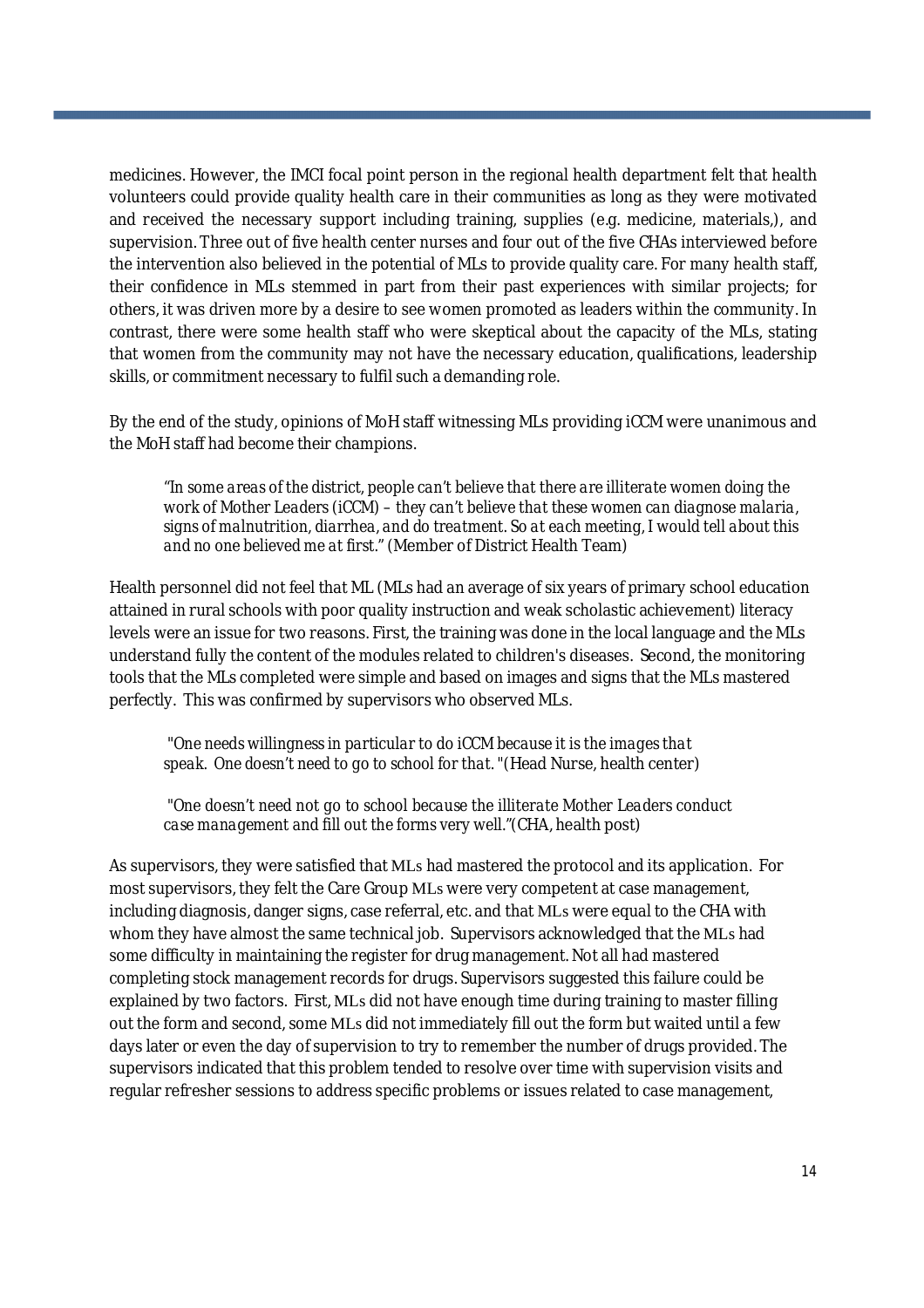medicines. However, the IMCI focal point person in the regional health department felt that health volunteers could provide quality health care in their communities as long as they were motivated and received the necessary support including training, supplies (e.g. medicine, materials,), and supervision. Three out of five health center nurses and four out of the five CHAs interviewed before the intervention also believed in the potential of MLs to provide quality care. For many health staff, their confidence in MLs stemmed in part from their past experiences with similar projects; for others, it was driven more by a desire to see women promoted as leaders within the community. In contrast, there were some health staff who were skeptical about the capacity of the MLs, stating that women from the community may not have the necessary education, qualifications, leadership skills, or commitment necessary to fulfil such a demanding role.

By the end of the study, opinions of MoH staff witnessing MLs providing iCCM were unanimous and the MoH staff had become their champions.

> *"In some areas of the district, people can't believe that there are illiterate women doing the work of Mother Leaders (iCCM) – they can't believe that these women can diagnose malaria, signs of malnutrition, diarrhea, and do treatment. So at each meeting, I would tell about this and no one believed me at first."* (Member of District Health Team)

Health personnel did not feel that ML (MLs had an average of six years of primary school education attained in rural schools with poor quality instruction and weak scholastic achievement) literacy levels were an issue for two reasons. First, the training was done in the local language and the MLs understand fully the content of the modules related to children's diseases. Second, the monitoring tools that the MLs completed were simple and based on images and signs that the MLs mastered perfectly. This was confirmed by supervisors who observed MLs.

> *"One needs willingness in particular to do iCCM because it is the images that speak. One doesn't need to go to school for that. "*(Head Nurse, health center)

> *"One doesn't need not go to school because the illiterate Mother Leaders conduct case management and fill out the forms very well."*(CHA, health post)

As supervisors, they were satisfied that MLs had mastered the protocol and its application. For most supervisors, they felt the Care Group MLs were very competent at case management, including diagnosis, danger signs, case referral, etc. and that MLs were equal to the CHA with whom they have almost the same technical job. Supervisors acknowledged that the MLs had some difficulty in maintaining the register for drug management. Not all had mastered completing stock management records for drugs. Supervisors suggested this failure could be explained by two factors. First, MLs did not have enough time during training to master filling out the form and second, some MLs did not immediately fill out the form but waited until a few days later or even the day of supervision to try to remember the number of drugs provided. The supervisors indicated that this problem tended to resolve over time with supervision visits and regular refresher sessions to address specific problems or issues related to case management,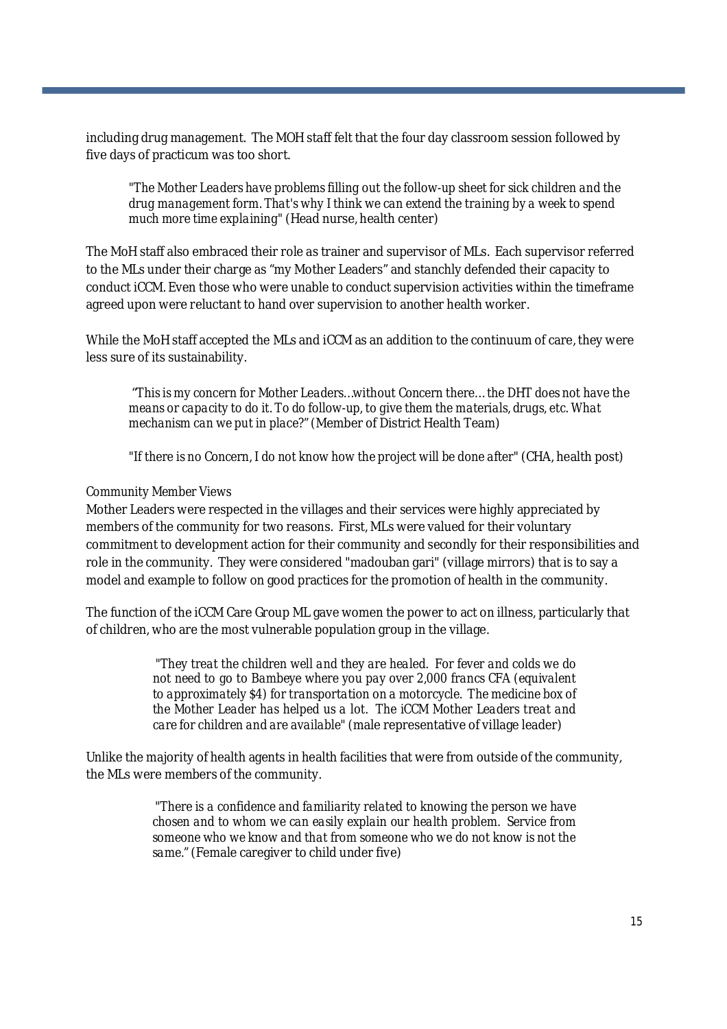including drug management. The MOH staff felt that the four day classroom session followed by five days of practicum was too short.

> *"The Mother Leaders have problems filling out the follow-up sheet for sick children and the drug management form. That's why I think we can extend the training by a week to spend much more time explaining"* (Head nurse, health center)

The MoH staff also embraced their role as trainer and supervisor of MLs. Each supervisor referred to the MLs under their charge as "my Mother Leaders" and stanchly defended their capacity to conduct iCCM. Even those who were unable to conduct supervision activities within the timeframe agreed upon were reluctant to hand over supervision to another health worker.

While the MoH staff accepted the MLs and iCCM as an addition to the continuum of care, they were less sure of its sustainability.

> *"This is my concern for Mother Leaders…without Concern there… the DHT does not have the means or capacity to do it. To do follow-up, to give them the materials, drugs, etc. What mechanism can we put in place?"* (Member of District Health Team)

> *"If there is no Concern, I do not know how the project will be done after"* (CHA, health post)

*Community Member Views*

Mother Leaders were respected in the villages and their services were highly appreciated by members of the community for two reasons. First, MLs were valued for their voluntary commitment to development action for their community and secondly for their responsibilities and role in the community. They were considered "madouban gari" (village mirrors) that is to say a model and example to follow on good practices for the promotion of health in the community.

The function of the iCCM Care Group ML gave women the power to act on illness, particularly that of children, who are the most vulnerable population group in the village.

> *"They treat the children well and they are healed. For fever and colds we do not need to go to Bambeye where you pay over 2,000 francs CFA (equivalent to approximately $4) for transportation on a motorcycle. The medicine box of the Mother Leader has helped us a lot. The iCCM Mother Leaders treat and care for children and are available"* (male representative of village leader)

Unlike the majority of health agents in health facilities that were from outside of the community, the MLs were members of the community.

> *"There is a confidence and familiarity related to knowing the person we have chosen and to whom we can easily explain our health problem. Service from someone who we know and that from someone who we do not know is not the same."* (Female caregiver to child under five)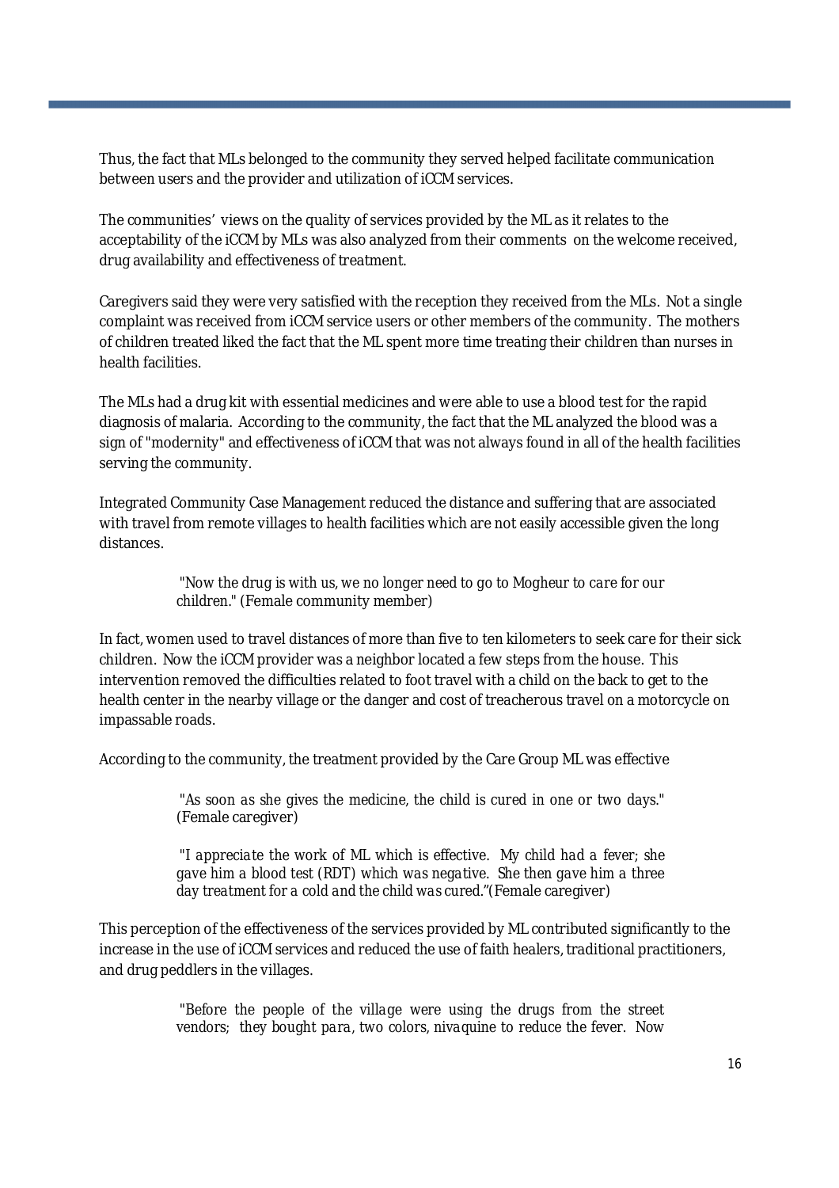Thus, the fact that MLs belonged to the community they served helped facilitate communication between users and the provider and utilization of iCCM services.

The communities' views on the quality of services provided by the ML as it relates to the acceptability of the iCCM by MLs was also analyzed from their comments on the welcome received, drug availability and effectiveness of treatment.

Caregivers said they were very satisfied with the reception they received from the MLs. Not a single complaint was received from iCCM service users or other members of the community. The mothers of children treated liked the fact that the ML spent more time treating their children than nurses in health facilities.

The MLs had a drug kit with essential medicines and were able to use a blood test for the rapid diagnosis of malaria. According to the community, the fact that the ML analyzed the blood was a sign of "modernity" and effectiveness of iCCM that was not always found in all of the health facilities serving the community.

Integrated Community Case Management reduced the distance and suffering that are associated with travel from remote villages to health facilities which are not easily accessible given the long distances.

> *"Now the drug is with us, we no longer need to go to Mogheur to care for our children."* (Female community member)

In fact, women used to travel distances of more than five to ten kilometers to seek care for their sick children. Now the iCCM provider was a neighbor located a few steps from the house. This intervention removed the difficulties related to foot travel with a child on the back to get to the health center in the nearby village or the danger and cost of treacherous travel on a motorcycle on impassable roads.

According to the community, the treatment provided by the Care Group ML was effective

> *"As soon as she gives the medicine, the child is cured in one or two days."* (Female caregiver)

> *"I appreciate the work of ML which is effective. My child had a fever; she gave him a blood test (RDT) which was negative. She then gave him a three day treatment for a cold and the child was cured."* (Female caregiver)

This perception of the effectiveness of the services provided by ML contributed significantly to the increase in the use of iCCM services and reduced the use of faith healers, traditional practitioners, and drug peddlers in the villages.

> *"Before the people of the village were using the drugs from the street vendors; they bought para, two colors, nivaquine to reduce the fever. Now*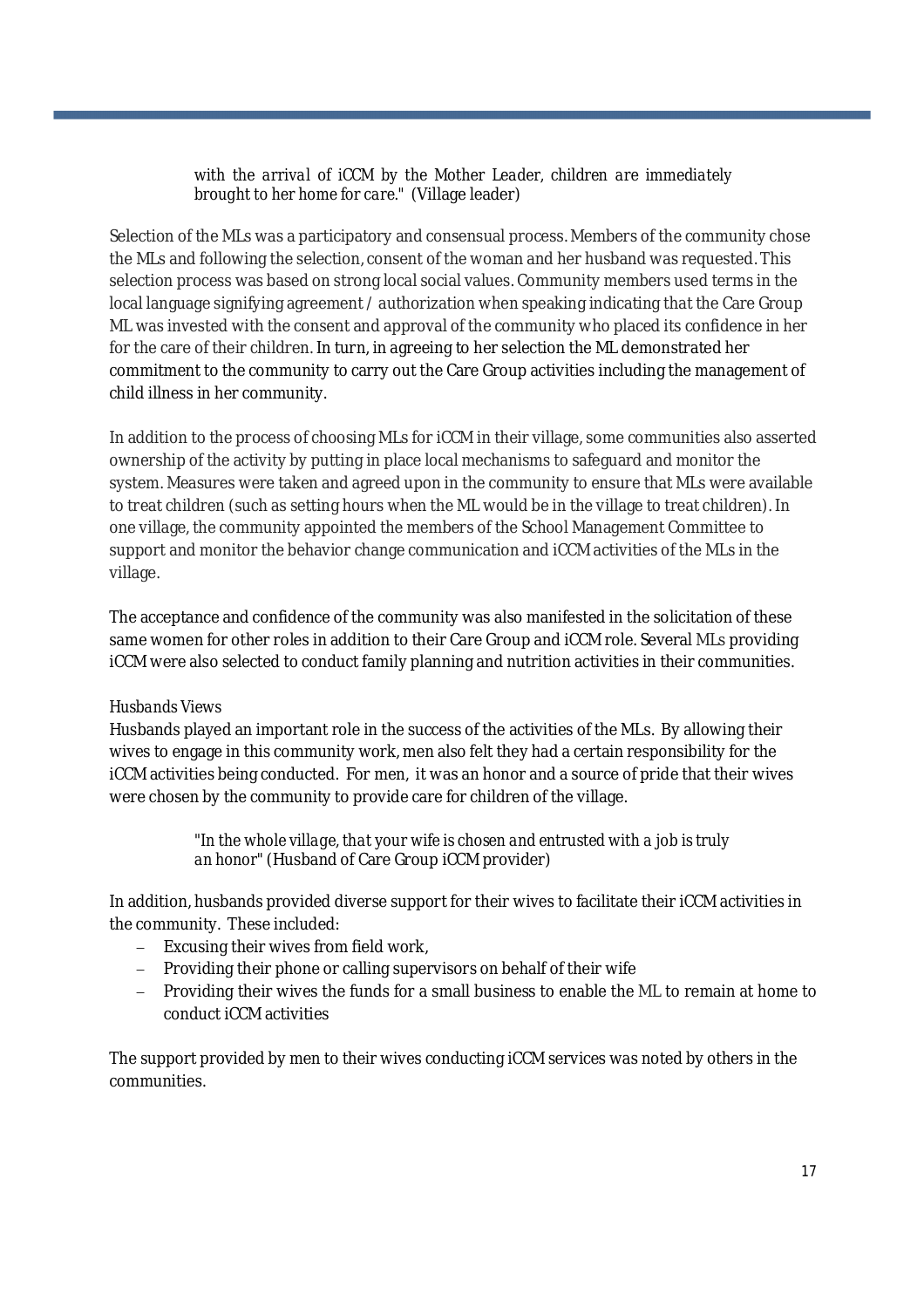> *with the arrival of iCCM by the Mother Leader, children are immediately brought to her home for care."* (Village leader)

Selection of the MLs was a participatory and consensual process. Members of the community chose the MLs and following the selection, consent of the woman and her husband was requested. This selection process was based on strong local social values. Community members used terms in the local language signifying agreement / authorization when speaking indicating that the Care Group ML was invested with the consent and approval of the community who placed its confidence in her for the care of their children. In turn, in agreeing to her selection the ML demonstrated her commitment to the community to carry out the Care Group activities including the management of child illness in her community.

In addition to the process of choosing MLs for iCCM in their village, some communities also asserted ownership of the activity by putting in place local mechanisms to safeguard and monitor the system. Measures were taken and agreed upon in the community to ensure that MLs were available to treat children (such as setting hours when the ML would be in the village to treat children). In one village, the community appointed the members of the School Management Committee to support and monitor the behavior change communication and iCCM activities of the MLs in the village.

The acceptance and confidence of the community was also manifested in the solicitation of these same women for other roles in addition to their Care Group and iCCM role. Several MLs providing iCCM were also selected to conduct family planning and nutrition activities in their communities.

*Husbands Views*

Husbands played an important role in the success of the activities of the MLs. By allowing their wives to engage in this community work, men also felt they had a certain responsibility for the iCCM activities being conducted. For men, it was an honor and a source of pride that their wives were chosen by the community to provide care for children of the village.

> *"In the whole village, that your wife is chosen and entrusted with a job is truly an honor"* (Husband of Care Group iCCM provider)

In addition, husbands provided diverse support for their wives to facilitate their iCCM activities in the community. These included:

- Excusing their wives from field work,
- Providing their phone or calling supervisors on behalf of their wife
- Providing their wives the funds for a small business to enable the ML to remain at home to conduct iCCM activities

The support provided by men to their wives conducting iCCM services was noted by others in the communities.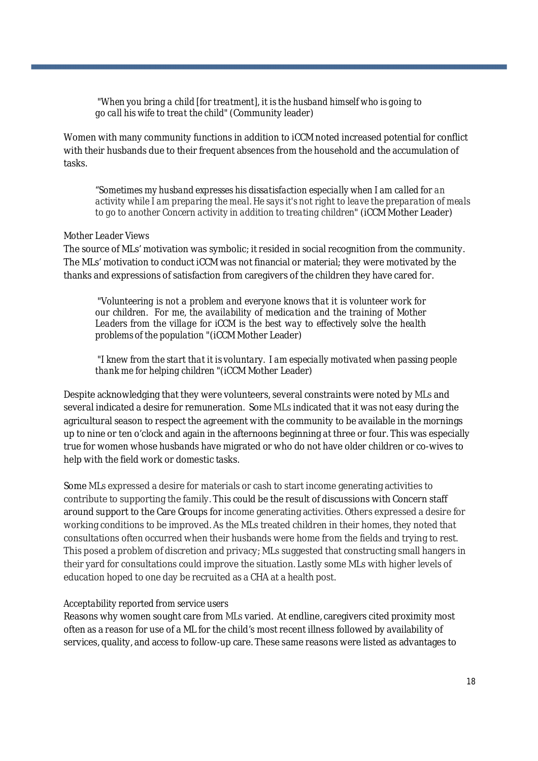> *"When you bring a child [for treatment], it is the husband himself who is going to go call his wife to treat the child"* (Community leader)

Women with many community functions in addition to iCCM noted increased potential for conflict with their husbands due to their frequent absences from the household and the accumulation of tasks.

> *"Sometimes my husband expresses his dissatisfaction especially when I am called for an activity while I am preparing the meal. He says it's not right to leave the preparation of meals to go to another Concern activity in addition to treating children"* (iCCM Mother Leader)

*Mother Leader Views*

The source of MLs' motivation was symbolic; it resided in social recognition from the community. The MLs' motivation to conduct iCCM was not financial or material; they were motivated by the thanks and expressions of satisfaction from caregivers of the children they have cared for.

> *"Volunteering is not a problem and everyone knows that it is volunteer work for our children. For me, the availability of medication and the training of Mother Leaders from the village for iCCM is the best way to effectively solve the health problems of the population "*(iCCM Mother Leader)

> *"I knew from the start that it is voluntary. I am especially motivated when passing people thank me for helping children "*(iCCM Mother Leader)

Despite acknowledging that they were volunteers, several constraints were noted by MLs and several indicated a desire for remuneration. Some MLs indicated that it was not easy during the agricultural season to respect the agreement with the community to be available in the mornings up to nine or ten o'clock and again in the afternoons beginning at three or four. This was especially true for women whose husbands have migrated or who do not have older children or co-wives to help with the field work or domestic tasks.

Some MLs expressed a desire for materials or cash to start income generating activities to contribute to supporting the family. This could be the result of discussions with Concern staff around support to the Care Groups for income generating activities. Others expressed a desire for working conditions to be improved. As the MLs treated children in their homes, they noted that consultations often occurred when their husbands were home from the fields and trying to rest. This posed a problem of discretion and privacy; MLs suggested that constructing small hangers in their yard for consultations could improve the situation. Lastly some MLs with higher levels of education hoped to one day be recruited as a CHA at a health post.

*Acceptability reported from service users*

Reasons why women sought care from MLs varied. At endline, caregivers cited proximity most often as a reason for use of a ML for the child's most recent illness followed by availability of services, quality, and access to follow-up care. These same reasons were listed as advantages to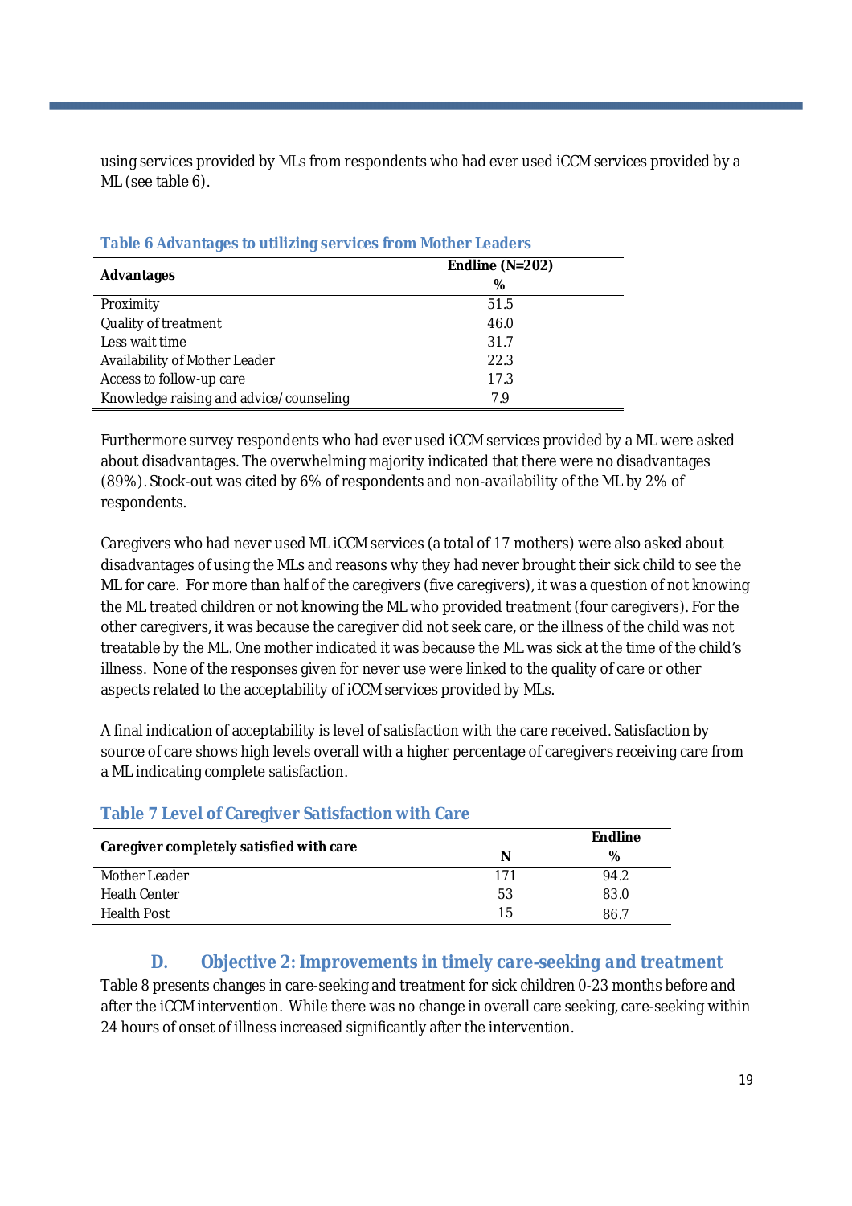using services provided by MLs from respondents who had ever used iCCM services provided by a ML (see table 6).

**Table 6 Advantages to utilizing services from Mother Leaders**

| Advantages | Endline (N=202) % |
|---|---|
| Proximity | 51.5 |
| Quality of treatment | 46.0 |
| Less wait time | 31.7 |
| Availability of Mother Leader | 22.3 |
| Access to follow-up care | 17.3 |
| Knowledge raising and advice/counseling | 7.9 |

Furthermore survey respondents who had ever used iCCM services provided by a ML were asked about disadvantages. The overwhelming majority indicated that there were no disadvantages (89%). Stock-out was cited by 6% of respondents and non-availability of the ML by 2% of respondents.

Caregivers who had never used ML iCCM services (a total of 17 mothers) were also asked about disadvantages of using the MLs and reasons why they had never brought their sick child to see the ML for care. For more than half of the caregivers (five caregivers), it was a question of not knowing the ML treated children or not knowing the ML who provided treatment (four caregivers). For the other caregivers, it was because the caregiver did not seek care, or the illness of the child was not treatable by the ML. One mother indicated it was because the ML was sick at the time of the child's illness. None of the responses given for never use were linked to the quality of care or other aspects related to the acceptability of iCCM services provided by MLs.

A final indication of acceptability is level of satisfaction with the care received. Satisfaction by source of care shows high levels overall with a higher percentage of caregivers receiving care from a ML indicating complete satisfaction.

**Table 7 Level of Caregiver Satisfaction with Care**

| Caregiver completely satisfied with care | Endline | |
|---|---|---|
| | N | % |
| Mother Leader | 171 | 94.2 |
| Heath Center | 53 | 83.0 |
| Health Post | 15 | 86.7 |

## D. Objective 2: Improvements in timely care-seeking and treatment

Table 8 presents changes in care-seeking and treatment for sick children 0-23 months before and after the iCCM intervention. While there was no change in overall care seeking, care-seeking within 24 hours of onset of illness increased significantly after the intervention.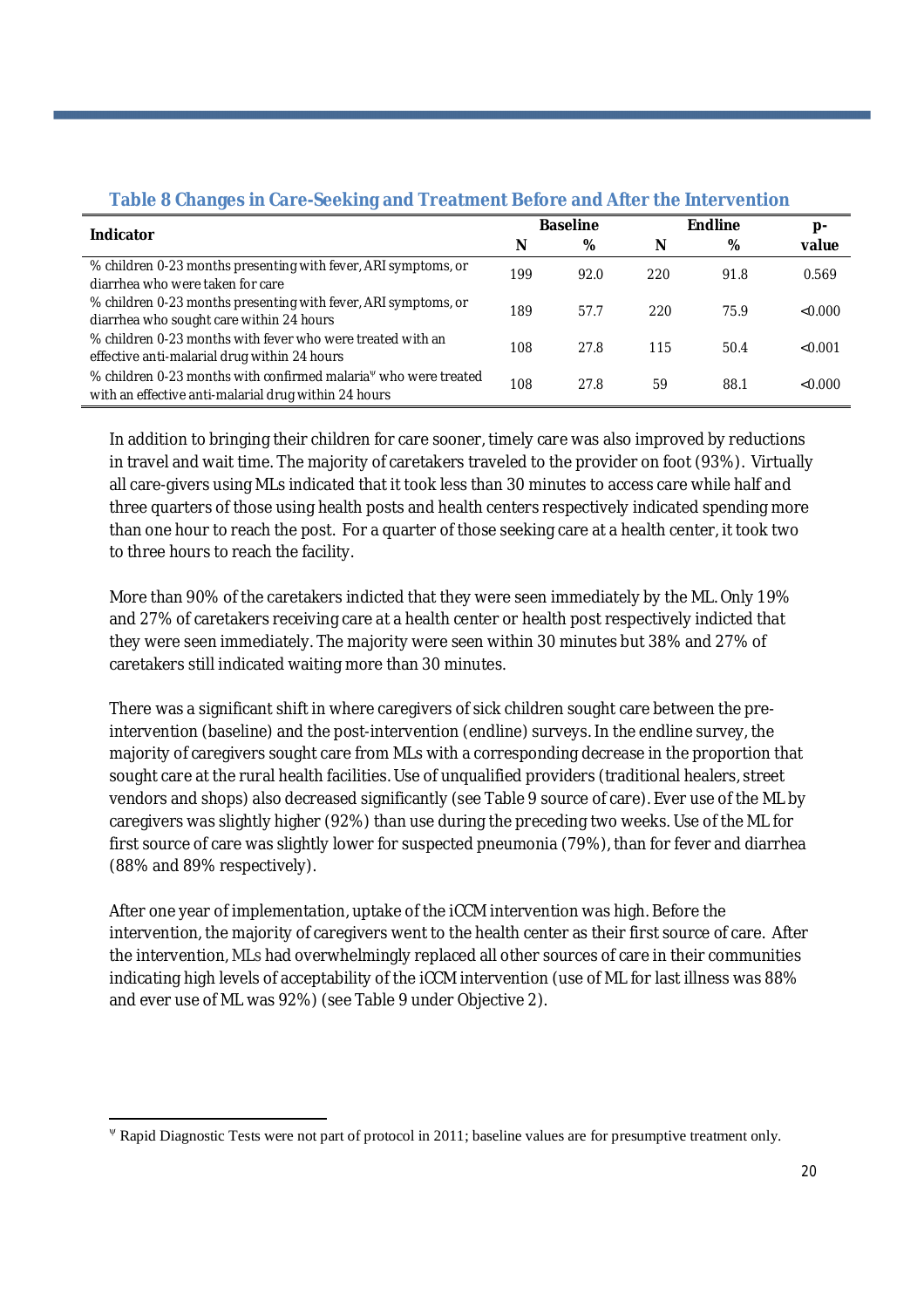### Table 8 Changes in Care-Seeking and Treatment Before and After the Intervention

| Indicator | Baseline | | Endline | | p-value |
|---|---|---|---|---|---|
| | N | % | N | % | |
| % children 0-23 months presenting with fever, ARI symptoms, or diarrhea who were taken for care | 199 | 92.0 | 220 | 91.8 | 0.569 |
| % children 0-23 months presenting with fever, ARI symptoms, or diarrhea who sought care within 24 hours | 189 | 57.7 | 220 | 75.9 | <0.000 |
| % children 0-23 months with fever who were treated with an effective anti-malarial drug within 24 hours | 108 | 27.8 | 115 | 50.4 | <0.001 |
| % children 0-23 months with confirmed malaria[ψ] who were treated with an effective anti-malarial drug within 24 hours | 108 | 27.8 | 59 | 88.1 | <0.000 |

In addition to bringing their children for care sooner, timely care was also improved by reductions in travel and wait time. The majority of caretakers traveled to the provider on foot (93%). Virtually all care-givers using MLs indicated that it took less than 30 minutes to access care while half and three quarters of those using health posts and health centers respectively indicated spending more than one hour to reach the post. For a quarter of those seeking care at a health center, it took two to three hours to reach the facility.

More than 90% of the caretakers indicted that they were seen immediately by the ML. Only 19% and 27% of caretakers receiving care at a health center or health post respectively indicted that they were seen immediately. The majority were seen within 30 minutes but 38% and 27% of caretakers still indicated waiting more than 30 minutes.

There was a significant shift in where caregivers of sick children sought care between the pre-intervention (baseline) and the post-intervention (endline) surveys. In the endline survey, the majority of caregivers sought care from MLs with a corresponding decrease in the proportion that sought care at the rural health facilities. Use of unqualified providers (traditional healers, street vendors and shops) also decreased significantly (see Table 9 source of care). Ever use of the ML by caregivers was slightly higher (92%) than use during the preceding two weeks. Use of the ML for first source of care was slightly lower for suspected pneumonia (79%), than for fever and diarrhea (88% and 89% respectively).

After one year of implementation, uptake of the iCCM intervention was high. Before the intervention, the majority of caregivers went to the health center as their first source of care. After the intervention, MLs had overwhelmingly replaced all other sources of care in their communities indicating high levels of acceptability of the iCCM intervention (use of ML for last illness was 88% and ever use of ML was 92%) (see Table 9 under Objective 2).

[ψ] Rapid Diagnostic Tests were not part of protocol in 2011; baseline values are for presumptive treatment only.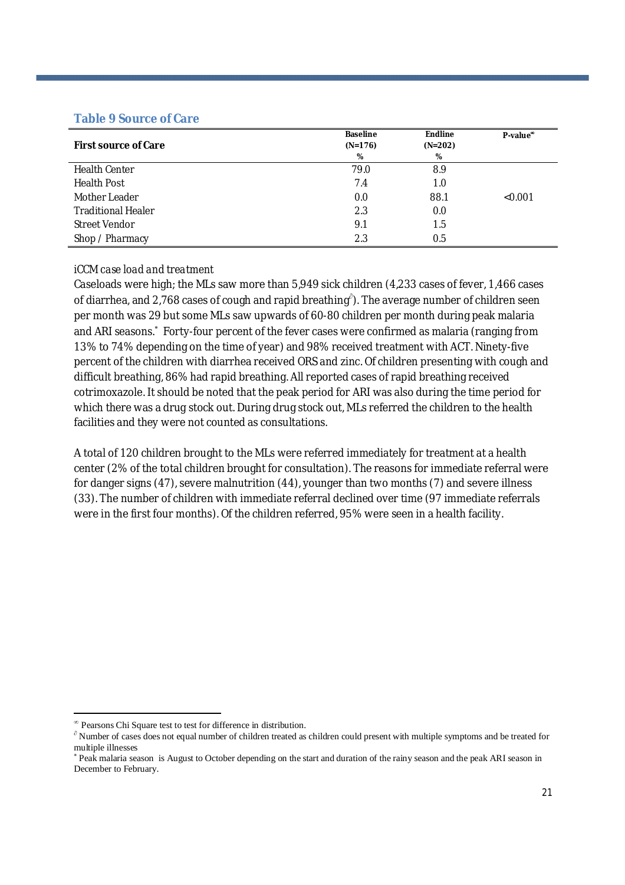### Table 9 Source of Care

| First source of Care | Baseline (N=176) % | Endline (N=202) % | P-value[∞] |
|---|---|---|---|
| Health Center | 79.0 | 8.9 | |
| Health Post | 7.4 | 1.0 | |
| Mother Leader | 0.0 | 88.1 | <0.001 |
| Traditional Healer | 2.3 | 0.0 | |
| Street Vendor | 9.1 | 1.5 | |
| Shop / Pharmacy | 2.3 | 0.5 | |

*iCCM case load and treatment*

Caseloads were high; the MLs saw more than 5,949 sick children (4,233 cases of fever, 1,466 cases of diarrhea, and 2,768 cases of cough and rapid breathing[∂]). The average number of children seen per month was 29 but some MLs saw upwards of 60-80 children per month during peak malaria and ARI seasons.[*] Forty-four percent of the fever cases were confirmed as malaria (ranging from 13% to 74% depending on the time of year) and 98% received treatment with ACT. Ninety-five percent of the children with diarrhea received ORS and zinc. Of children presenting with cough and difficult breathing, 86% had rapid breathing. All reported cases of rapid breathing received cotrimoxazole. It should be noted that the peak period for ARI was also during the time period for which there was a drug stock out. During drug stock out, MLs referred the children to the health facilities and they were not counted as consultations.

A total of 120 children brought to the MLs were referred immediately for treatment at a health center (2% of the total children brought for consultation). The reasons for immediate referral were for danger signs (47), severe malnutrition (44), younger than two months (7) and severe illness (33). The number of children with immediate referral declined over time (97 immediate referrals were in the first four months). Of the children referred, 95% were seen in a health facility.

---

[∞] Pearsons Chi Square test to test for difference in distribution.

[∂] Number of cases does not equal number of children treated as children could present with multiple symptoms and be treated for multiple illnesses

[*] Peak malaria season is August to October depending on the start and duration of the rainy season and the peak ARI season in December to February.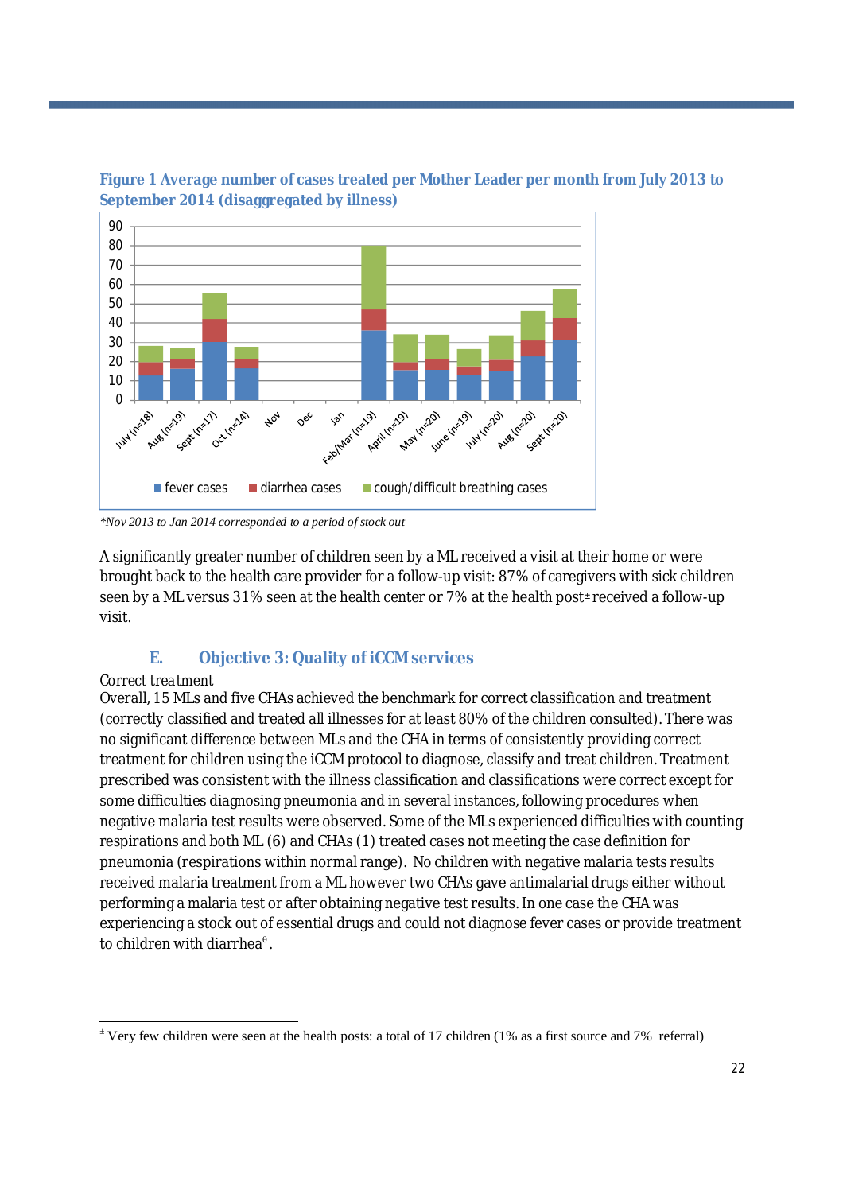**Figure 1 Average number of cases treated per Mother Leader per month from July 2013 to September 2014 (disaggregated by illness)**

*\*Nov 2013 to Jan 2014 corresponded to a period of stock out*

A significantly greater number of children seen by a ML received a visit at their home or were brought back to the health care provider for a follow-up visit: 87% of caregivers with sick children seen by a ML versus 31% seen at the health center or 7% at the health post[±] received a follow-up visit.

### E. Objective 3: Quality of iCCM services

Correct treatment

Overall, 15 MLs and five CHAs achieved the benchmark for correct classification and treatment (correctly classified and treated all illnesses for at least 80% of the children consulted). There was no significant difference between MLs and the CHA in terms of consistently providing correct treatment for children using the iCCM protocol to diagnose, classify and treat children. Treatment prescribed was consistent with the illness classification and classifications were correct except for some difficulties diagnosing pneumonia and in several instances, following procedures when negative malaria test results were observed. Some of the MLs experienced difficulties with counting respirations and both ML (6) and CHAs (1) treated cases not meeting the case definition for pneumonia (respirations within normal range). No children with negative malaria tests results received malaria treatment from a ML however two CHAs gave antimalarial drugs either without performing a malaria test or after obtaining negative test results. In one case the CHA was experiencing a stock out of essential drugs and could not diagnose fever cases or provide treatment to children with diarrhea[θ].

---

[±] Very few children were seen at the health posts: a total of 17 children (1% as a first source and 7% referral)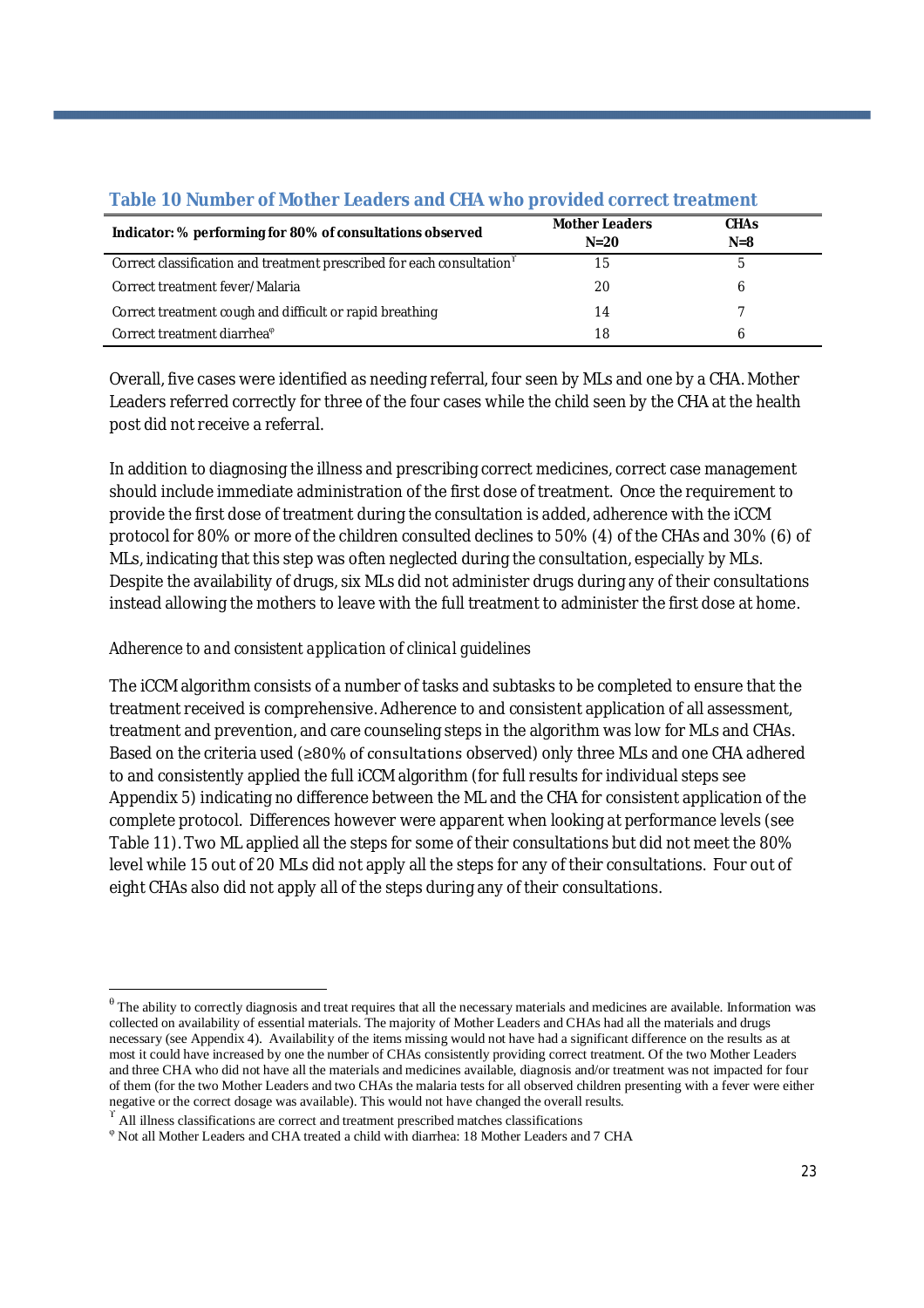**Table 10 Number of Mother Leaders and CHA who provided correct treatment**

| Indicator: % performing for 80% of consultations observed | Mother Leaders N=20 | CHAs N=8 |
|---|---|---|
| Correct classification and treatment prescribed for each consultation[ϒ] | 15 | 5 |
| Correct treatment fever/Malaria | 20 | 6 |
| Correct treatment cough and difficult or rapid breathing | 14 | 7 |
| Correct treatment diarrhea[φ] | 18 | 6 |

Overall, five cases were identified as needing referral, four seen by MLs and one by a CHA. Mother Leaders referred correctly for three of the four cases while the child seen by the CHA at the health post did not receive a referral.

In addition to diagnosing the illness and prescribing correct medicines, correct case management should include immediate administration of the first dose of treatment. Once the requirement to provide the first dose of treatment during the consultation is added, adherence with the iCCM protocol for 80% or more of the children consulted declines to 50% (4) of the CHAs and 30% (6) of MLs, indicating that this step was often neglected during the consultation, especially by MLs. Despite the availability of drugs, six MLs did not administer drugs during any of their consultations instead allowing the mothers to leave with the full treatment to administer the first dose at home.

*Adherence to and consistent application of clinical guidelines*

The iCCM algorithm consists of a number of tasks and subtasks to be completed to ensure that the treatment received is comprehensive. Adherence to and consistent application of all assessment, treatment and prevention, and care counseling steps in the algorithm was low for MLs and CHAs. Based on the criteria used (≥80% of consultations observed) only three MLs and one CHA adhered to and consistently applied the full iCCM algorithm (for full results for individual steps see Appendix 5) indicating no difference between the ML and the CHA for consistent application of the complete protocol. Differences however were apparent when looking at performance levels (see Table 11). Two ML applied all the steps for some of their consultations but did not meet the 80% level while 15 out of 20 MLs did not apply all the steps for any of their consultations. Four out of eight CHAs also did not apply all of the steps during any of their consultations.

---

[θ] The ability to correctly diagnosis and treat requires that all the necessary materials and medicines are available. Information was collected on availability of essential materials. The majority of Mother Leaders and CHAs had all the materials and drugs necessary (see Appendix 4). Availability of the items missing would not have had a significant difference on the results as at most it could have increased by one the number of CHAs consistently providing correct treatment. Of the two Mother Leaders and three CHA who did not have all the materials and medicines available, diagnosis and/or treatment was not impacted for four of them (for the two Mother Leaders and two CHAs the malaria tests for all observed children presenting with a fever were either negative or the correct dosage was available). This would not have changed the overall results.

[ϒ] All illness classifications are correct and treatment prescribed matches classifications

[φ] Not all Mother Leaders and CHA treated a child with diarrhea: 18 Mother Leaders and 7 CHA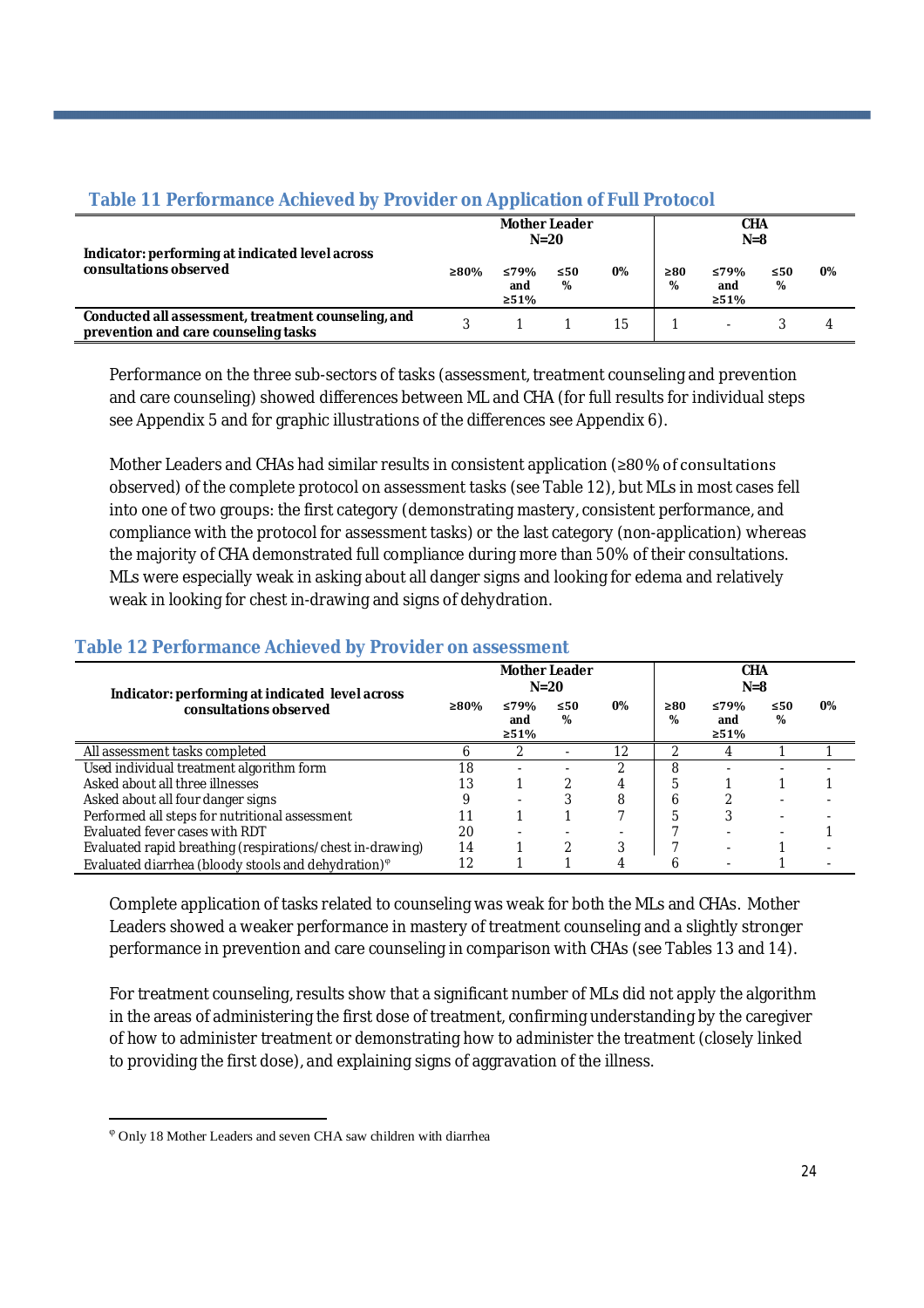### Table 11 Performance Achieved by Provider on Application of Full Protocol

| Indicator: performing at indicated level across consultations observed | Mother Leader N=20 | | | | CHA N=8 | | | |
|---|---|---|---|---|---|---|---|---|
| | ≥80% | ≤79% and ≥51% | ≤50 % | 0% | ≥80 % | ≤79% and ≥51% | ≤50 % | 0% |
| **Conducted all assessment, treatment counseling, and prevention and care counseling tasks** | 3 | 1 | 1 | 15 | 1 | - | 3 | 4 |

Performance on the three sub-sectors of tasks (assessment, treatment counseling and prevention and care counseling) showed differences between ML and CHA (for full results for individual steps see Appendix 5 and for graphic illustrations of the differences see Appendix 6).

Mother Leaders and CHAs had similar results in consistent application (≥80% of consultations observed) of the complete protocol on assessment tasks (see Table 12), but MLs in most cases fell into one of two groups: the first category (demonstrating mastery, consistent performance, and compliance with the protocol for assessment tasks) or the last category (non-application) whereas the majority of CHA demonstrated full compliance during more than 50% of their consultations. MLs were especially weak in asking about all danger signs and looking for edema and relatively weak in looking for chest in-drawing and signs of dehydration.

### Table 12 Performance Achieved by Provider on assessment

| Indicator: performing at indicated level across consultations observed | Mother Leader N=20 | | | | CHA N=8 | | | |
|---|---|---|---|---|---|---|---|---|
| | ≥80% | ≤79% and ≥51% | ≤50 % | 0% | ≥80 % | ≤79% and ≥51% | ≤50 % | 0% |
| All assessment tasks completed | 6 | 2 | - | 12 | 2 | 4 | 1 | 1 |
| Used individual treatment algorithm form | 18 | - | - | 2 | 8 | - | - | - |
| Asked about all three illnesses | 13 | 1 | 2 | 4 | 5 | 1 | 1 | 1 |
| Asked about all four danger signs | 9 | - | 3 | 8 | 6 | 2 | - | - |
| Performed all steps for nutritional assessment | 11 | 1 | 1 | 7 | 5 | 3 | - | - |
| Evaluated fever cases with RDT | 20 | - | - | - | 7 | - | - | 1 |
| Evaluated rapid breathing (respirations/chest in-drawing) | 14 | 1 | 2 | 3 | 7 | - | 1 | - |
| Evaluated diarrhea (bloody stools and dehydration)[φ] | 12 | 1 | 1 | 4 | 6 | - | 1 | - |

Complete application of tasks related to counseling was weak for both the MLs and CHAs. Mother Leaders showed a weaker performance in mastery of treatment counseling and a slightly stronger performance in prevention and care counseling in comparison with CHAs (see Tables 13 and 14).

For treatment counseling, results show that a significant number of MLs did not apply the algorithm in the areas of administering the first dose of treatment, confirming understanding by the caregiver of how to administer treatment or demonstrating how to administer the treatment (closely linked to providing the first dose), and explaining signs of aggravation of the illness.

[φ] Only 18 Mother Leaders and seven CHA saw children with diarrhea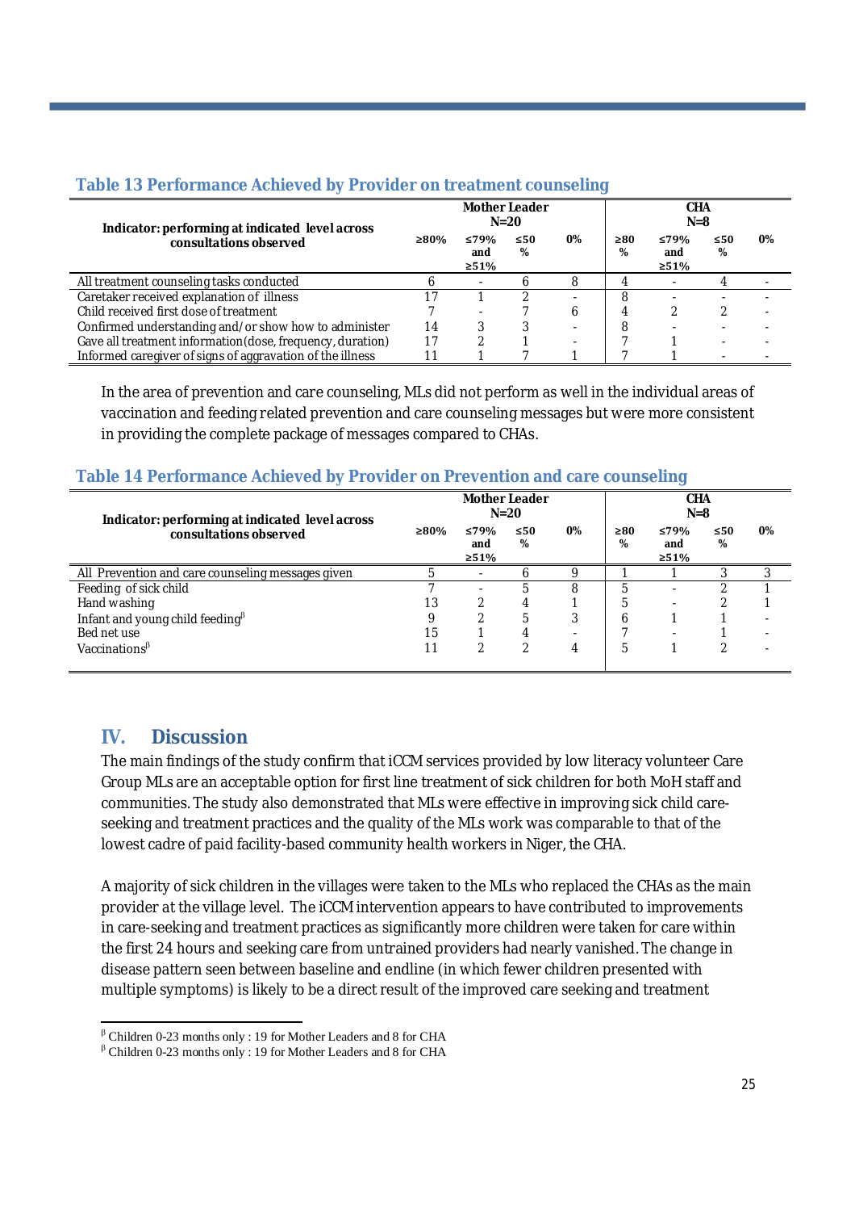### Table 13 Performance Achieved by Provider on treatment counseling

| Indicator: performing at indicated level across consultations observed | Mother Leader N=20 | | | | CHA N=8 | | | |
|---|---|---|---|---|---|---|---|---|
| | ≥80% | ≤79% and ≥51% | ≤50 % | 0% | ≥80 % | ≤79% and ≥51% | ≤50 % | 0% |
| All treatment counseling tasks conducted | 6 | - | 6 | 8 | 4 | - | 4 | - |
| Caretaker received explanation of illness | 17 | 1 | 2 | - | 8 | - | - | - |
| Child received first dose of treatment | 7 | - | 7 | 6 | 4 | 2 | 2 | - |
| Confirmed understanding and/or show how to administer | 14 | 3 | 3 | - | 8 | - | - | - |
| Gave all treatment information (dose, frequency, duration) | 17 | 2 | 1 | - | 7 | 1 | - | - |
| Informed caregiver of signs of aggravation of the illness | 11 | 1 | 7 | 1 | 7 | 1 | - | - |

In the area of prevention and care counseling, MLs did not perform as well in the individual areas of vaccination and feeding related prevention and care counseling messages but were more consistent in providing the complete package of messages compared to CHAs.

### Table 14 Performance Achieved by Provider on Prevention and care counseling

| Indicator: performing at indicated level across consultations observed | Mother Leader N=20 | | | | CHA N=8 | | | |
|---|---|---|---|---|---|---|---|---|
| | ≥80% | ≤79% and ≥51% | ≤50 % | 0% | ≥80 % | ≤79% and ≥51% | ≤50 % | 0% |
| All Prevention and care counseling messages given | 5 | - | 6 | 9 | 1 | 1 | 3 | 3 |
| Feeding of sick child | 7 | - | 5 | 8 | 5 | - | 2 | 1 |
| Hand washing | 13 | 2 | 4 | 1 | 5 | - | 2 | 1 |
| Infant and young child feeding[β] | 9 | 2 | 5 | 3 | 6 | 1 | 1 | - |
| Bed net use | 15 | 1 | 4 | - | 7 | - | 1 | - |
| Vaccinations[β] | 11 | 2 | 2 | 4 | 5 | 1 | 2 | - |

## IV. Discussion

The main findings of the study confirm that iCCM services provided by low literacy volunteer Care Group MLs are an acceptable option for first line treatment of sick children for both MoH staff and communities. The study also demonstrated that MLs were effective in improving sick child care-seeking and treatment practices and the quality of the MLs work was comparable to that of the lowest cadre of paid facility-based community health workers in Niger, the CHA.

A majority of sick children in the villages were taken to the MLs who replaced the CHAs as the main provider at the village level. The iCCM intervention appears to have contributed to improvements in care-seeking and treatment practices as significantly more children were taken for care within the first 24 hours and seeking care from untrained providers had nearly vanished. The change in disease pattern seen between baseline and endline (in which fewer children presented with multiple symptoms) is likely to be a direct result of the improved care seeking and treatment

[β] Children 0-23 months only : 19 for Mother Leaders and 8 for CHA

[β] Children 0-23 months only : 19 for Mother Leaders and 8 for CHA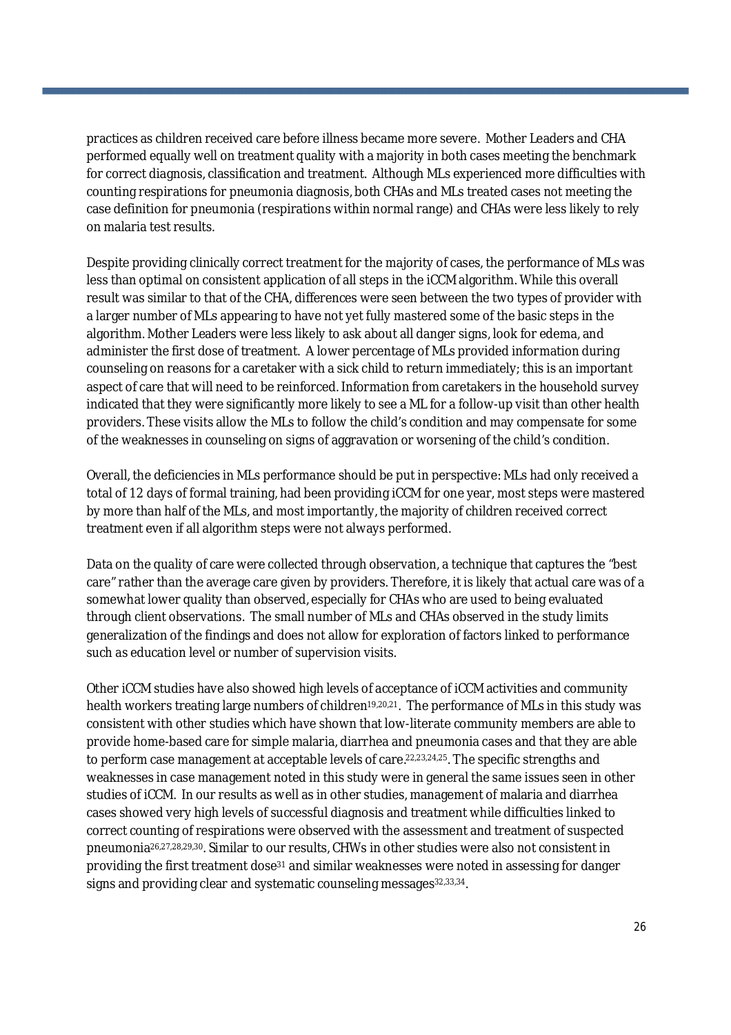practices as children received care before illness became more severe. Mother Leaders and CHA performed equally well on treatment quality with a majority in both cases meeting the benchmark for correct diagnosis, classification and treatment. Although MLs experienced more difficulties with counting respirations for pneumonia diagnosis, both CHAs and MLs treated cases not meeting the case definition for pneumonia (respirations within normal range) and CHAs were less likely to rely on malaria test results.

Despite providing clinically correct treatment for the majority of cases, the performance of MLs was less than optimal on consistent application of all steps in the iCCM algorithm. While this overall result was similar to that of the CHA, differences were seen between the two types of provider with a larger number of MLs appearing to have not yet fully mastered some of the basic steps in the algorithm. Mother Leaders were less likely to ask about all danger signs, look for edema, and administer the first dose of treatment. A lower percentage of MLs provided information during counseling on reasons for a caretaker with a sick child to return immediately; this is an important aspect of care that will need to be reinforced. Information from caretakers in the household survey indicated that they were significantly more likely to see a ML for a follow-up visit than other health providers. These visits allow the MLs to follow the child's condition and may compensate for some of the weaknesses in counseling on signs of aggravation or worsening of the child's condition.

Overall, the deficiencies in MLs performance should be put in perspective: MLs had only received a total of 12 days of formal training, had been providing iCCM for one year, most steps were mastered by more than half of the MLs, and most importantly, the majority of children received correct treatment even if all algorithm steps were not always performed.

Data on the quality of care were collected through observation, a technique that captures the "best care" rather than the average care given by providers. Therefore, it is likely that actual care was of a somewhat lower quality than observed, especially for CHAs who are used to being evaluated through client observations. The small number of MLs and CHAs observed in the study limits generalization of the findings and does not allow for exploration of factors linked to performance such as education level or number of supervision visits.

Other iCCM studies have also showed high levels of acceptance of iCCM activities and community health workers treating large numbers of children[19,20,21]. The performance of MLs in this study was consistent with other studies which have shown that low-literate community members are able to provide home-based care for simple malaria, diarrhea and pneumonia cases and that they are able to perform case management at acceptable levels of care.[22,23,24,25]. The specific strengths and weaknesses in case management noted in this study were in general the same issues seen in other studies of iCCM. In our results as well as in other studies, management of malaria and diarrhea cases showed very high levels of successful diagnosis and treatment while difficulties linked to correct counting of respirations were observed with the assessment and treatment of suspected pneumonia[26,27,28,29,30]. Similar to our results, CHWs in other studies were also not consistent in providing the first treatment dose[31] and similar weaknesses were noted in assessing for danger signs and providing clear and systematic counseling messages[32,33,34].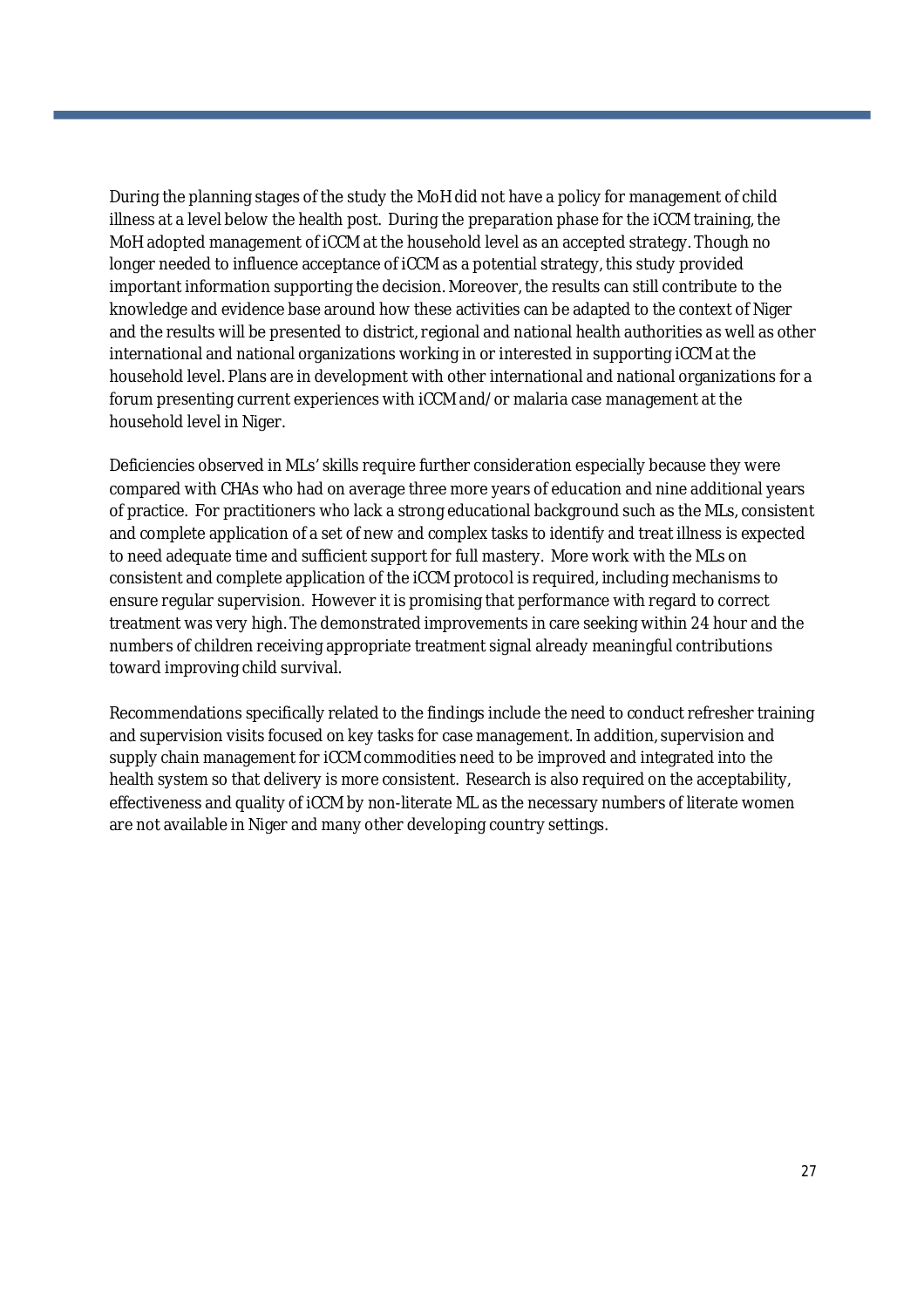During the planning stages of the study the MoH did not have a policy for management of child illness at a level below the health post. During the preparation phase for the iCCM training, the MoH adopted management of iCCM at the household level as an accepted strategy. Though no longer needed to influence acceptance of iCCM as a potential strategy, this study provided important information supporting the decision. Moreover, the results can still contribute to the knowledge and evidence base around how these activities can be adapted to the context of Niger and the results will be presented to district, regional and national health authorities as well as other international and national organizations working in or interested in supporting iCCM at the household level. Plans are in development with other international and national organizations for a forum presenting current experiences with iCCM and/or malaria case management at the household level in Niger.

Deficiencies observed in MLs' skills require further consideration especially because they were compared with CHAs who had on average three more years of education and nine additional years of practice. For practitioners who lack a strong educational background such as the MLs, consistent and complete application of a set of new and complex tasks to identify and treat illness is expected to need adequate time and sufficient support for full mastery. More work with the MLs on consistent and complete application of the iCCM protocol is required, including mechanisms to ensure regular supervision. However it is promising that performance with regard to correct treatment was very high. The demonstrated improvements in care seeking within 24 hour and the numbers of children receiving appropriate treatment signal already meaningful contributions toward improving child survival.

Recommendations specifically related to the findings include the need to conduct refresher training and supervision visits focused on key tasks for case management. In addition, supervision and supply chain management for iCCM commodities need to be improved and integrated into the health system so that delivery is more consistent. Research is also required on the acceptability, effectiveness and quality of iCCM by non-literate ML as the necessary numbers of literate women are not available in Niger and many other developing country settings.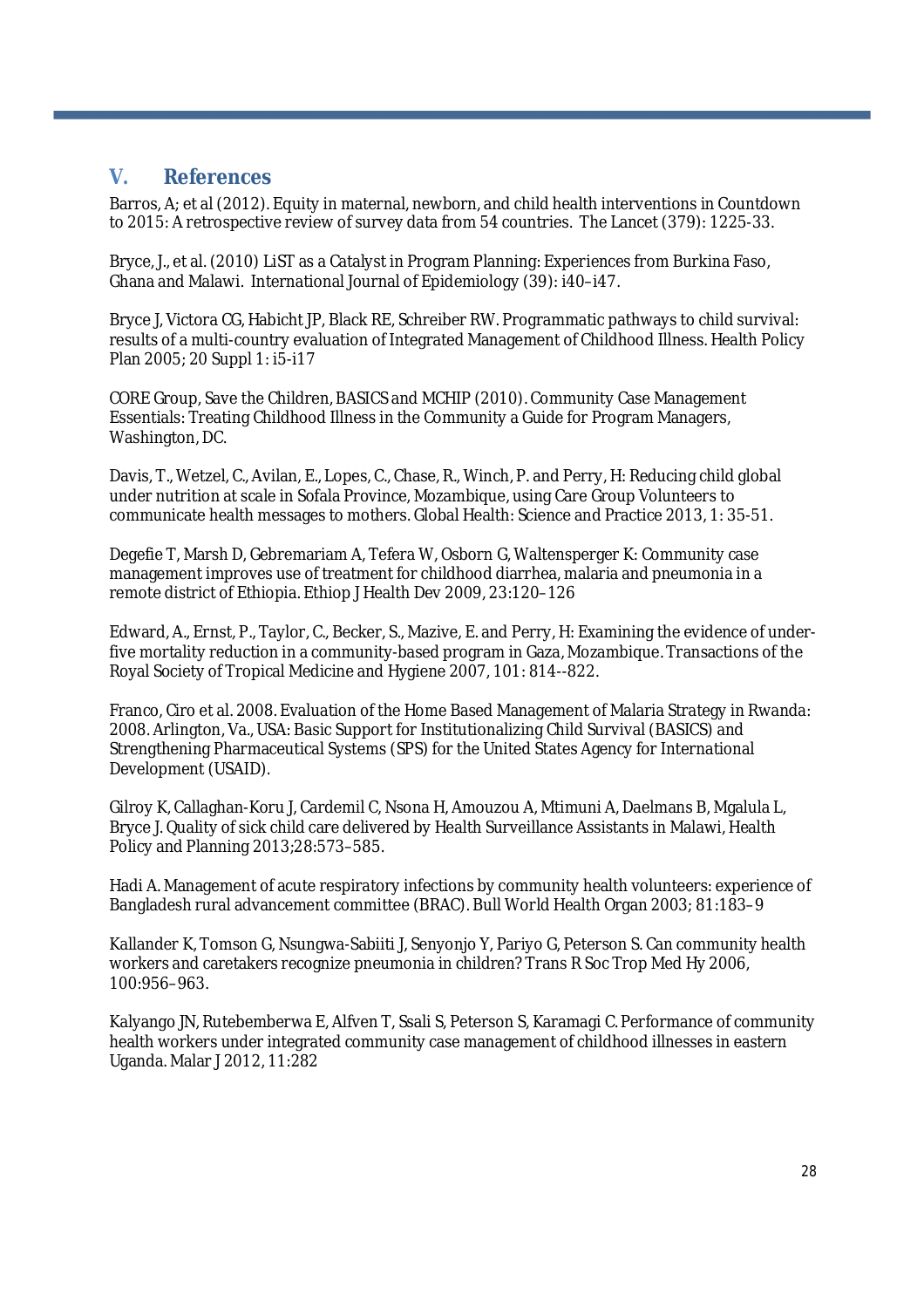## V. References

Barros, A; et al (2012). Equity in maternal, newborn, and child health interventions in Countdown to 2015: A retrospective review of survey data from 54 countries. The Lancet (379): 1225-33.

Bryce, J., et al. (2010) LiST as a Catalyst in Program Planning: Experiences from Burkina Faso, Ghana and Malawi. International Journal of Epidemiology (39): i40–i47.

Bryce J, Victora CG, Habicht JP, Black RE, Schreiber RW. Programmatic pathways to child survival: results of a multi-country evaluation of Integrated Management of Childhood Illness. Health Policy Plan 2005; 20 Suppl 1: i5-i17

CORE Group, Save the Children, BASICS and MCHIP (2010). Community Case Management Essentials: Treating Childhood Illness in the Community a Guide for Program Managers, Washington, DC.

Davis, T., Wetzel, C., Avilan, E., Lopes, C., Chase, R., Winch, P. and Perry, H: Reducing child global under nutrition at scale in Sofala Province, Mozambique, using Care Group Volunteers to communicate health messages to mothers. Global Health: Science and Practice 2013, 1: 35-51.

Degefie T, Marsh D, Gebremariam A, Tefera W, Osborn G, Waltensperger K: Community case management improves use of treatment for childhood diarrhea, malaria and pneumonia in a remote district of Ethiopia. Ethiop J Health Dev 2009, 23:120–126

Edward, A., Ernst, P., Taylor, C., Becker, S., Mazive, E. and Perry, H: Examining the evidence of under-five mortality reduction in a community-based program in Gaza, Mozambique. Transactions of the Royal Society of Tropical Medicine and Hygiene 2007, 101: 814--822.

Franco, Ciro et al. 2008. Evaluation of the Home Based Management of Malaria Strategy in Rwanda: 2008. Arlington, Va., USA: Basic Support for Institutionalizing Child Survival (BASICS) and Strengthening Pharmaceutical Systems (SPS) for the United States Agency for International Development (USAID).

Gilroy K, Callaghan-Koru J, Cardemil C, Nsona H, Amouzou A, Mtimuni A, Daelmans B, Mgalula L, Bryce J. Quality of sick child care delivered by Health Surveillance Assistants in Malawi, Health Policy and Planning 2013;28:573–585.

Hadi A. Management of acute respiratory infections by community health volunteers: experience of Bangladesh rural advancement committee (BRAC). Bull World Health Organ 2003; 81:183–9

Kallander K, Tomson G, Nsungwa-Sabiiti J, Senyonjo Y, Pariyo G, Peterson S. Can community health workers and caretakers recognize pneumonia in children? Trans R Soc Trop Med Hy 2006, 100:956–963.

Kalyango JN, Rutebemberwa E, Alfven T, Ssali S, Peterson S, Karamagi C. Performance of community health workers under integrated community case management of childhood illnesses in eastern Uganda. Malar J 2012, 11:282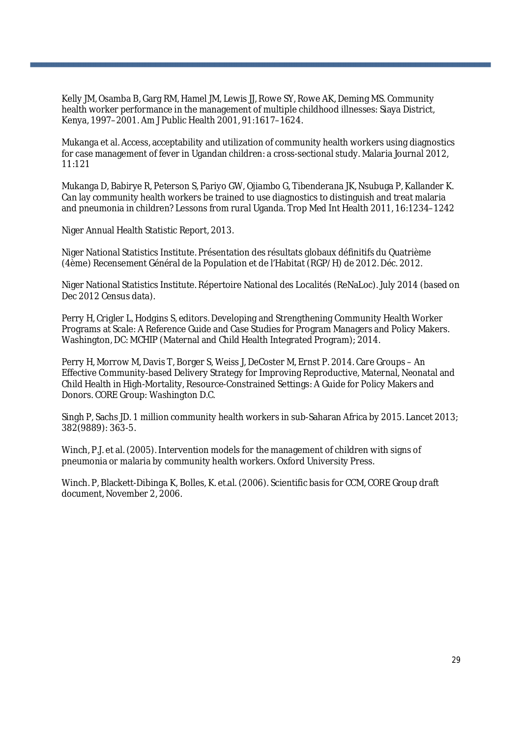Kelly JM, Osamba B, Garg RM, Hamel JM, Lewis JJ, Rowe SY, Rowe AK, Deming MS. Community health worker performance in the management of multiple childhood illnesses: Siaya District, Kenya, 1997–2001. Am J Public Health 2001, 91:1617–1624.

Mukanga et al. Access, acceptability and utilization of community health workers using diagnostics for case management of fever in Ugandan children: a cross-sectional study. Malaria Journal 2012, 11:121

Mukanga D, Babirye R, Peterson S, Pariyo GW, Ojiambo G, Tibenderana JK, Nsubuga P, Kallander K. Can lay community health workers be trained to use diagnostics to distinguish and treat malaria and pneumonia in children? Lessons from rural Uganda. Trop Med Int Health 2011, 16:1234–1242

Niger Annual Health Statistic Report, 2013.

Niger National Statistics Institute. Présentation des résultats globaux définitifs du Quatrième (4ème) Recensement Général de la Population et de l'Habitat (RGP/H) de 2012. Déc. 2012.

Niger National Statistics Institute. Répertoire National des Localités (ReNaLoc). July 2014 (based on Dec 2012 Census data).

Perry H, Crigler L, Hodgins S, editors. Developing and Strengthening Community Health Worker Programs at Scale: A Reference Guide and Case Studies for Program Managers and Policy Makers. Washington, DC: MCHIP (Maternal and Child Health Integrated Program); 2014.

Perry H, Morrow M, Davis T, Borger S, Weiss J, DeCoster M, Ernst P. 2014. Care Groups – An Effective Community-based Delivery Strategy for Improving Reproductive, Maternal, Neonatal and Child Health in High-Mortality, Resource-Constrained Settings: A Guide for Policy Makers and Donors. CORE Group: Washington D.C.

Singh P, Sachs JD. 1 million community health workers in sub-Saharan Africa by 2015. Lancet 2013; 382(9889): 363-5.

Winch, P.J. et al. (2005). Intervention models for the management of children with signs of pneumonia or malaria by community health workers. Oxford University Press.

Winch. P, Blackett-Dibinga K, Bolles, K. et.al. (2006). Scientific basis for CCM, CORE Group draft document, November 2, 2006.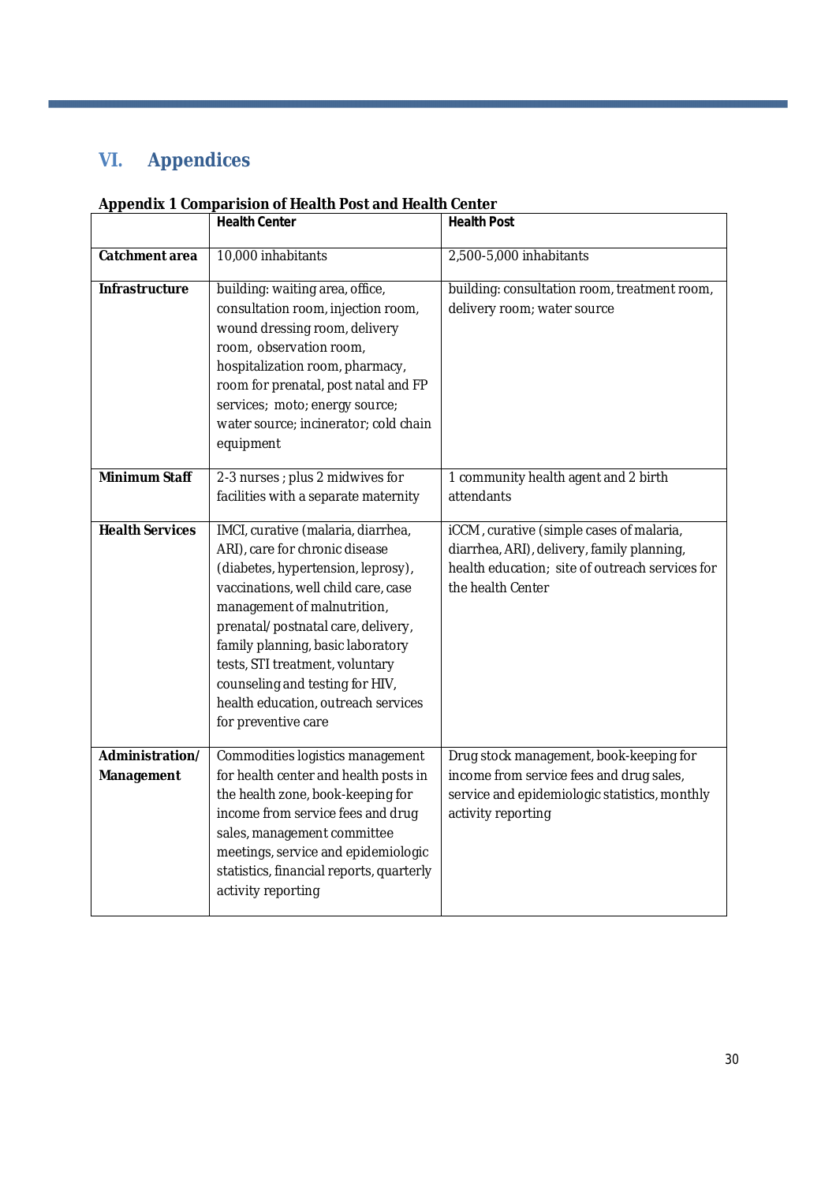# VI. Appendices

**Appendix 1 Comparision of Health Post and Health Center**

| | **Health Center** | **Health Post** |
|---|---|---|
| **Catchment area** | 10,000 inhabitants | 2,500-5,000 inhabitants |
| **Infrastructure** | building: waiting area, office, consultation room, injection room, wound dressing room, delivery room, observation room, hospitalization room, pharmacy, room for prenatal, post natal and FP services; moto; energy source; water source; incinerator; cold chain equipment | building: consultation room, treatment room, delivery room; water source |
| **Minimum Staff** | 2-3 nurses ; plus 2 midwives for facilities with a separate maternity | 1 community health agent and 2 birth attendants |
| **Health Services** | IMCI, curative (malaria, diarrhea, ARI), care for chronic disease (diabetes, hypertension, leprosy), vaccinations, well child care, case management of malnutrition, prenatal/postnatal care, delivery, family planning, basic laboratory tests, STI treatment, voluntary counseling and testing for HIV, health education, outreach services for preventive care | iCCM , curative (simple cases of malaria, diarrhea, ARI), delivery, family planning, health education; site of outreach services for the health Center |
| **Administration/ Management** | Commodities logistics management for health center and health posts in the health zone, book-keeping for income from service fees and drug sales, management committee meetings, service and epidemiologic statistics, financial reports, quarterly activity reporting | Drug stock management, book-keeping for income from service fees and drug sales, service and epidemiologic statistics, monthly activity reporting |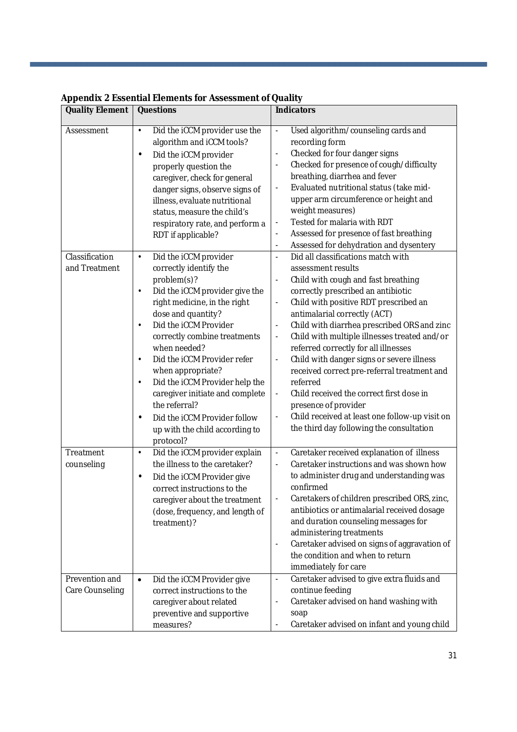**Appendix 2 Essential Elements for Assessment of Quality**

| Quality Element | Questions | Indicators |
|---|---|---|
| Assessment | • Did the iCCM provider use the algorithm and iCCM tools?<br>• Did the iCCM provider properly question the caregiver, check for general danger signs, observe signs of illness, evaluate nutritional status, measure the child's respiratory rate, and perform a RDT if applicable? | - Used algorithm/counseling cards and recording form<br>- Checked for four danger signs<br>- Checked for presence of cough/difficulty breathing, diarrhea and fever<br>- Evaluated nutritional status (take mid-upper arm circumference or height and weight measures)<br>- Tested for malaria with RDT<br>- Assessed for presence of fast breathing<br>- Assessed for dehydration and dysentery |
| Classification and Treatment | • Did the iCCM provider correctly identify the problem(s)?<br>• Did the iCCM provider give the right medicine, in the right dose and quantity?<br>• Did the iCCM Provider correctly combine treatments when needed?<br>• Did the iCCM Provider refer when appropriate?<br>• Did the iCCM Provider help the caregiver initiate and complete the referral?<br>• Did the iCCM Provider follow up with the child according to protocol? | - Did all classifications match with assessment results<br>- Child with cough and fast breathing correctly prescribed an antibiotic<br>- Child with positive RDT prescribed an antimalarial correctly (ACT)<br>- Child with diarrhea prescribed ORS and zinc<br>- Child with multiple illnesses treated and/or referred correctly for all illnesses<br>- Child with danger signs or severe illness received correct pre-referral treatment and referred<br>- Child received the correct first dose in presence of provider<br>- Child received at least one follow-up visit on the third day following the consultation |
| Treatment counseling | • Did the iCCM provider explain the illness to the caretaker?<br>• Did the iCCM Provider give correct instructions to the caregiver about the treatment (dose, frequency, and length of treatment)? | - Caretaker received explanation of illness<br>- Caretaker instructions and was shown how to administer drug and understanding was confirmed<br>- Caretakers of children prescribed ORS, zinc, antibiotics or antimalarial received dosage and duration counseling messages for administering treatments<br>- Caretaker advised on signs of aggravation of the condition and when to return immediately for care |
| Prevention and Care Counseling | • Did the iCCM Provider give correct instructions to the caregiver about related preventive and supportive measures? | - Caretaker advised to give extra fluids and continue feeding<br>- Caretaker advised on hand washing with soap<br>- Caretaker advised on infant and young child |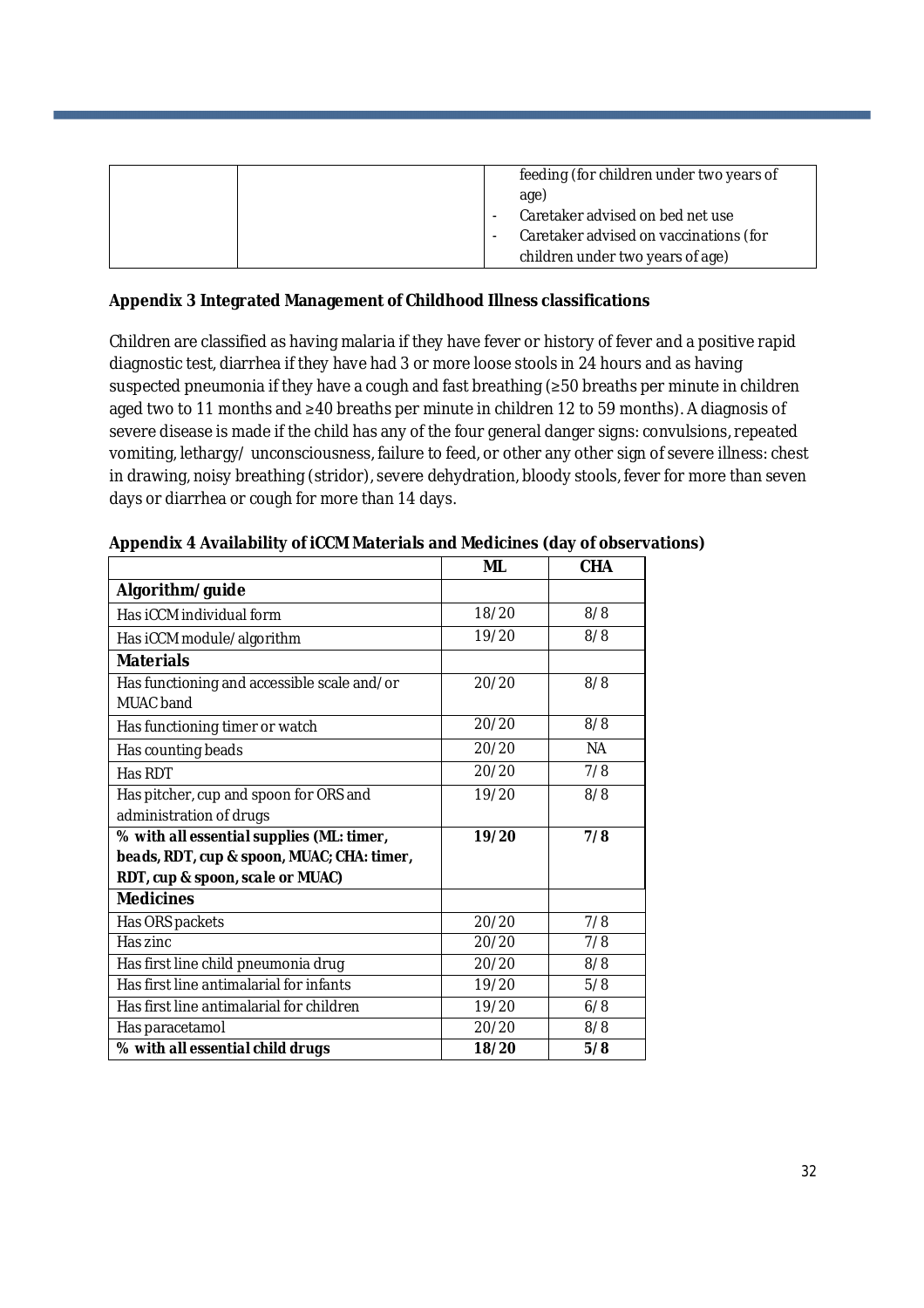| | | feeding (for children under two years of age)<br>- Caretaker advised on bed net use<br>- Caretaker advised on vaccinations (for children under two years of age) |
|---|---|---|

**Appendix 3 Integrated Management of Childhood Illness classifications**

Children are classified as having malaria if they have fever or history of fever and a positive rapid diagnostic test, diarrhea if they have had 3 or more loose stools in 24 hours and as having suspected pneumonia if they have a cough and fast breathing (≥50 breaths per minute in children aged two to 11 months and ≥40 breaths per minute in children 12 to 59 months). A diagnosis of severe disease is made if the child has any of the four general danger signs: convulsions, repeated vomiting, lethargy/ unconsciousness, failure to feed, or other any other sign of severe illness: chest in drawing, noisy breathing (stridor), severe dehydration, bloody stools, fever for more than seven days or diarrhea or cough for more than 14 days.

**Appendix 4 Availability of iCCM Materials and Medicines (day of observations)**

| | ML | CHA |
|---|---|---|
| **Algorithm/guide** | | |
| Has iCCM individual form | 18/20 | 8/8 |
| Has iCCM module/algorithm | 19/20 | 8/8 |
| **Materials** | | |
| Has functioning and accessible scale and/or MUAC band | 20/20 | 8/8 |
| Has functioning timer or watch | 20/20 | 8/8 |
| Has counting beads | 20/20 | NA |
| Has RDT | 20/20 | 7/8 |
| Has pitcher, cup and spoon for ORS and administration of drugs | 19/20 | 8/8 |
| **% with all essential supplies (ML: timer, beads, RDT, cup & spoon, MUAC; CHA: timer, RDT, cup & spoon, scale or MUAC)** | **19/20** | **7/8** |
| **Medicines** | | |
| Has ORS packets | 20/20 | 7/8 |
| Has zinc | 20/20 | 7/8 |
| Has first line child pneumonia drug | 20/20 | 8/8 |
| Has first line antimalarial for infants | 19/20 | 5/8 |
| Has first line antimalarial for children | 19/20 | 6/8 |
| Has paracetamol | 20/20 | 8/8 |
| **% with all essential child drugs** | **18/20** | **5/8** |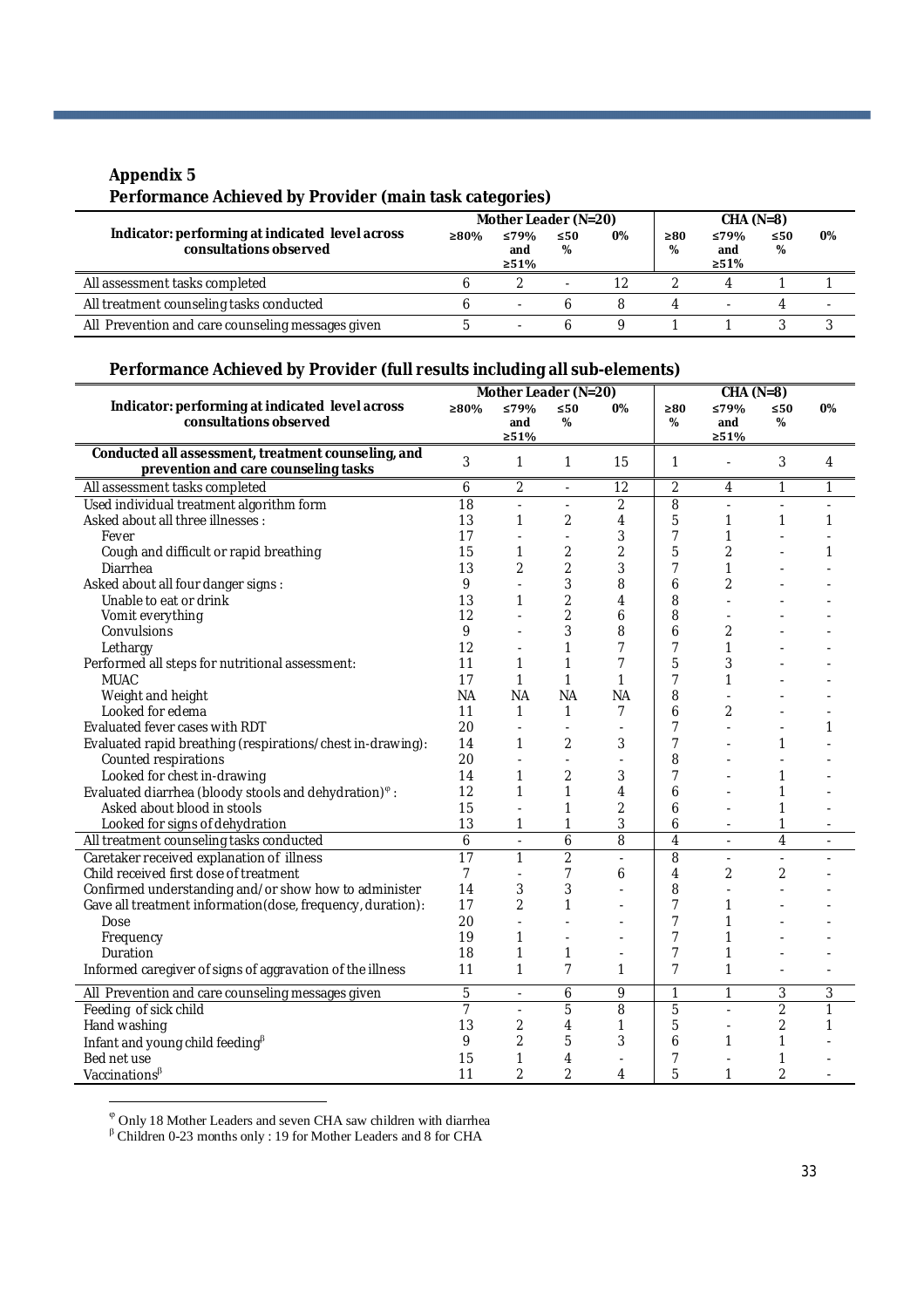## Appendix 5

### Performance Achieved by Provider (main task categories)

| Indicator: performing at indicated level across consultations observed | Mother Leader (N=20) | | | | CHA (N=8) | | | |
|---|---|---|---|---|---|---|---|---|
| | ≥80% | ≤79% and ≥51% | ≤50 % | 0% | ≥80 % | ≤79% and ≥51% | ≤50 % | 0% |
| All assessment tasks completed | 6 | 2 | - | 12 | 2 | 4 | 1 | 1 |
| All treatment counseling tasks conducted | 6 | - | 6 | 8 | 4 | - | 4 | - |
| All Prevention and care counseling messages given | 5 | - | 6 | 9 | 1 | 1 | 3 | 3 |

### Performance Achieved by Provider (full results including all sub-elements)

| Indicator: performing at indicated level across consultations observed | Mother Leader (N=20) | | | | CHA (N=8) | | | |
|---|---|---|---|---|---|---|---|---|
| | ≥80% | ≤79% and ≥51% | ≤50 % | 0% | ≥80 % | ≤79% and ≥51% | ≤50 % | 0% |
| **Conducted all assessment, treatment counseling, and prevention and care counseling tasks** | 3 | 1 | 1 | 15 | 1 | - | 3 | 4 |
| All assessment tasks completed | 6 | 2 | - | 12 | 2 | 4 | 1 | 1 |
| Used individual treatment algorithm form | 18 | - | - | 2 | 8 | - | - | - |
| Asked about all three illnesses : | 13 | 1 | 2 | 4 | 5 | 1 | 1 | 1 |
| Fever | 17 | - | - | 3 | 7 | 1 | - | - |
| Cough and difficult or rapid breathing | 15 | 1 | 2 | 2 | 5 | 2 | - | 1 |
| Diarrhea | 13 | 2 | 2 | 3 | 7 | 1 | - | - |
| Asked about all four danger signs : | 9 | - | 3 | 8 | 6 | 2 | - | - |
| Unable to eat or drink | 13 | 1 | 2 | 4 | 8 | - | - | - |
| Vomit everything | 12 | - | 2 | 6 | 8 | - | - | - |
| Convulsions | 9 | - | 3 | 8 | 6 | 2 | - | - |
| Lethargy | 12 | - | 1 | 7 | 7 | 1 | - | - |
| Performed all steps for nutritional assessment: | 11 | 1 | 1 | 7 | 5 | 3 | - | - |
| MUAC | 17 | 1 | 1 | 1 | 7 | 1 | - | - |
| Weight and height | NA | NA | NA | NA | 8 | - | - | - |
| Looked for edema | 11 | 1 | 1 | 7 | 6 | 2 | - | - |
| Evaluated fever cases with RDT | 20 | - | - | - | 7 | - | - | 1 |
| Evaluated rapid breathing (respirations/chest in-drawing): | 14 | 1 | 2 | 3 | 7 | - | 1 | - |
| Counted respirations | 20 | - | - | - | 8 | - | - | - |
| Looked for chest in-drawing | 14 | 1 | 2 | 3 | 7 | - | 1 | - |
| Evaluated diarrhea (bloody stools and dehydration)[φ] : | 12 | 1 | 1 | 4 | 6 | - | 1 | - |
| Asked about blood in stools | 15 | - | 1 | 2 | 6 | - | 1 | - |
| Looked for signs of dehydration | 13 | 1 | 1 | 3 | 6 | - | 1 | - |
| All treatment counseling tasks conducted | 6 | - | 6 | 8 | 4 | - | 4 | - |
| Caretaker received explanation of illness | 17 | 1 | 2 | - | 8 | - | - | - |
| Child received first dose of treatment | 7 | - | 7 | 6 | 4 | 2 | 2 | - |
| Confirmed understanding and/or show how to administer | 14 | 3 | 3 | - | 8 | - | - | - |
| Gave all treatment information (dose, frequency, duration): | 17 | 2 | 1 | - | 7 | 1 | - | - |
| Dose | 20 | - | - | - | 7 | 1 | - | - |
| Frequency | 19 | 1 | - | - | 7 | 1 | - | - |
| Duration | 18 | 1 | 1 | - | 7 | 1 | - | - |
| Informed caregiver of signs of aggravation of the illness | 11 | 1 | 7 | 1 | 7 | 1 | - | - |
| All Prevention and care counseling messages given | 5 | - | 6 | 9 | 1 | 1 | 3 | 3 |
| Feeding of sick child | 7 | - | 5 | 8 | 5 | - | 2 | 1 |
| Hand washing | 13 | 2 | 4 | 1 | 5 | - | 2 | 1 |
| Infant and young child feeding[β] | 9 | 2 | 5 | 3 | 6 | 1 | 1 | - |
| Bed net use | 15 | 1 | 4 | - | 7 | - | 1 | - |
| Vaccinations[β] | 11 | 2 | 2 | 4 | 5 | 1 | 2 | - |

[φ] Only 18 Mother Leaders and seven CHA saw children with diarrhea

[β] Children 0-23 months only : 19 for Mother Leaders and 8 for CHA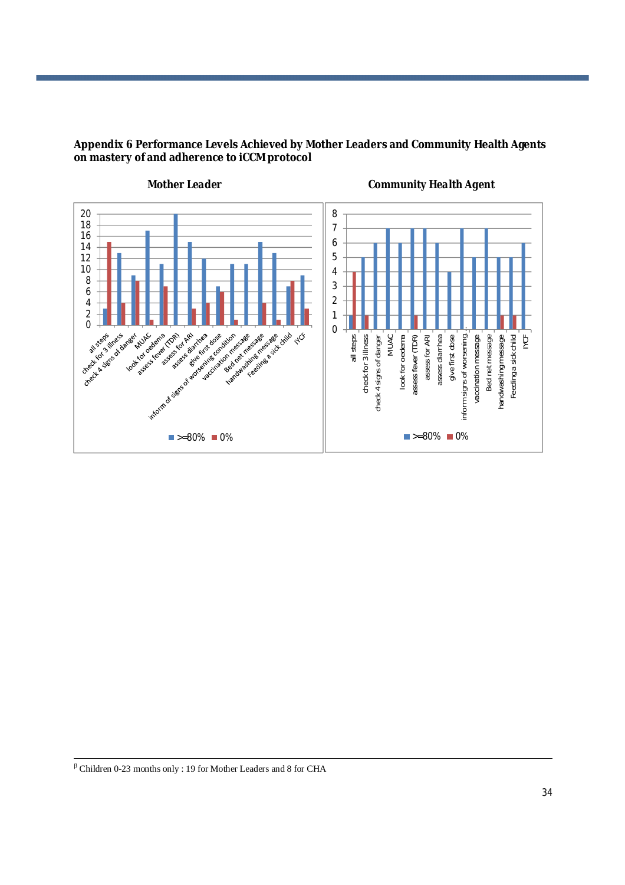**Appendix 6 Performance Levels Achieved by Mother Leaders and Community Health Agents on mastery of and adherence to iCCM protocol**

**Mother Leader**

| Step | >=80% | 0% |
| --- | --- | --- |
| all steps | 3 | 15 |
| check for 3 illness | 13 | 4 |
| check 4 signs of danger | 9 | 8 |
| MUAC | 17 | 1 |
| look for oedema | 11 | 7 |
| assess fever (TDR) | 20 | |
| assess for ARI | 15 | 3 |
| assess diarrhea | 12 | 4 |
| give first dose | 7 | 6 |
| inform of signs of worsening condition | 11 | 1 |
| vaccination message | 11 | |
| Bed net message | 15 | 4 |
| handwashing message | 13 | 1 |
| Feeding a sick child | 7 | 8 |
| IYCF | 9 | 3 |

**Community Health Agent**

| Step | >=80% | 0% |
| --- | --- | --- |
| all steps | 1 | 4 |
| check for 3 illness | 5 | 1 |
| check 4 signs of danger | 6 | |
| MUAC | 7 | |
| look for oedema | 6 | |
| assess fever (TDR) | 7 | 1 |
| assess for ARI | 7 | |
| assess diarrhea | 6 | |
| give first dose | 4 | |
| inform signs of worsening... | 7 | |
| vaccination message | 5 | |
| Bed net message | 7 | |
| handwashing message | 5 | 1 |
| Feeding a sick child | 5 | 1 |
| IYCF | 6 | |

[β] Children 0-23 months only : 19 for Mother Leaders and 8 for CHA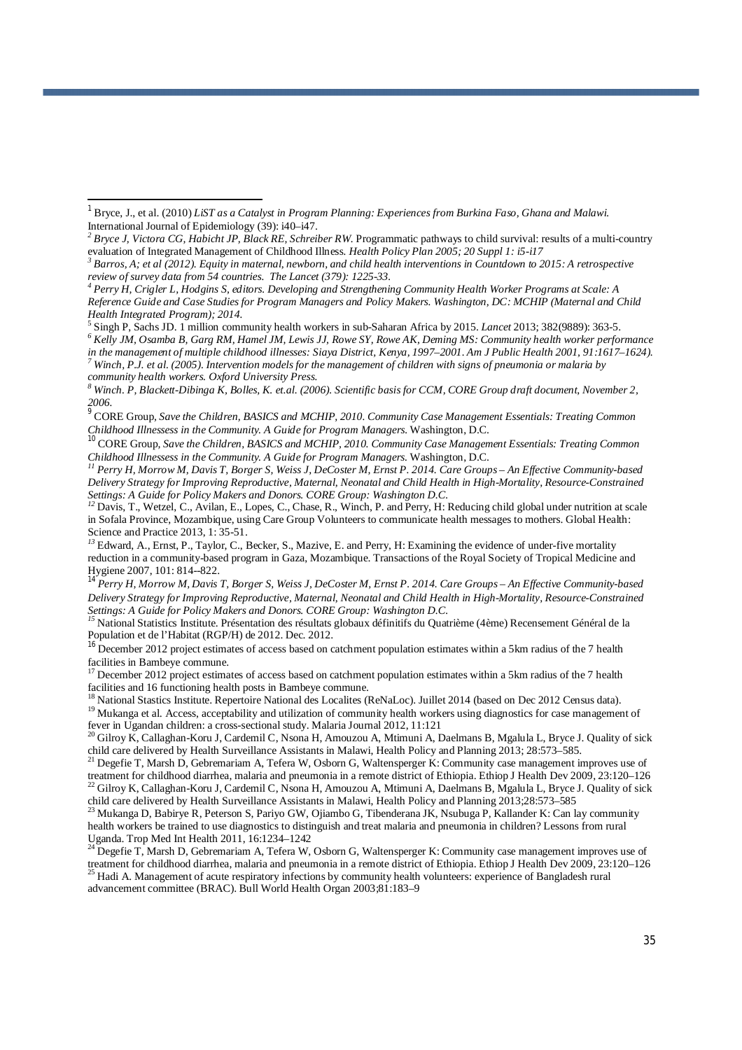[1] Bryce, J., et al. (2010) *LiST as a Catalyst in Program Planning: Experiences from Burkina Faso, Ghana and Malawi.* International Journal of Epidemiology (39): i40–i47.

[2] *Bryce J, Victora CG, Habicht JP, Black RE, Schreiber RW.* Programmatic pathways to child survival: results of a multi-country evaluation of Integrated Management of Childhood Illness. *Health Policy Plan 2005; 20 Suppl 1: i5-i17*

[3] *Barros, A; et al (2012). Equity in maternal, newborn, and child health interventions in Countdown to 2015: A retrospective review of survey data from 54 countries. The Lancet (379): 1225-33.*

[4] *Perry H, Crigler L, Hodgins S, editors. Developing and Strengthening Community Health Worker Programs at Scale: A Reference Guide and Case Studies for Program Managers and Policy Makers. Washington, DC: MCHIP (Maternal and Child Health Integrated Program); 2014.*

[5] Singh P, Sachs JD. 1 million community health workers in sub-Saharan Africa by 2015. *Lancet* 2013; 382(9889): 363-5.

[6] *Kelly JM, Osamba B, Garg RM, Hamel JM, Lewis JJ, Rowe SY, Rowe AK, Deming MS: Community health worker performance in the management of multiple childhood illnesses: Siaya District, Kenya, 1997–2001. Am J Public Health 2001, 91:1617–1624).*

[7] *Winch, P.J. et al. (2005). Intervention models for the management of children with signs of pneumonia or malaria by community health workers. Oxford University Press.*

[8] *Winch. P, Blackett-Dibinga K, Bolles, K. et.al. (2006). Scientific basis for CCM, CORE Group draft document, November 2, 2006.*

[9] CORE Group, *Save the Children, BASICS and MCHIP, 2010. Community Case Management Essentials: Treating Common Childhood Illnessess in the Community. A Guide for Program Managers.* Washington, D.C.

[10] CORE Group, *Save the Children, BASICS and MCHIP, 2010. Community Case Management Essentials: Treating Common Childhood Illnessess in the Community. A Guide for Program Managers.* Washington, D.C.

[11] *Perry H, Morrow M, Davis T, Borger S, Weiss J, DeCoster M, Ernst P. 2014. Care Groups – An Effective Community-based Delivery Strategy for Improving Reproductive, Maternal, Neonatal and Child Health in High-Mortality, Resource-Constrained Settings: A Guide for Policy Makers and Donors. CORE Group: Washington D.C.*

[12] Davis, T., Wetzel, C., Avilan, E., Lopes, C., Chase, R., Winch, P. and Perry, H: Reducing child global under nutrition at scale in Sofala Province, Mozambique, using Care Group Volunteers to communicate health messages to mothers. Global Health: Science and Practice 2013, 1: 35-51.

[13] Edward, A., Ernst, P., Taylor, C., Becker, S., Mazive, E. and Perry, H: Examining the evidence of under-five mortality reduction in a community-based program in Gaza, Mozambique. Transactions of the Royal Society of Tropical Medicine and Hygiene 2007, 101: 814--822.

[14] *Perry H, Morrow M, Davis T, Borger S, Weiss J, DeCoster M, Ernst P. 2014. Care Groups – An Effective Community-based Delivery Strategy for Improving Reproductive, Maternal, Neonatal and Child Health in High-Mortality, Resource-Constrained Settings: A Guide for Policy Makers and Donors. CORE Group: Washington D.C.*

[15] National Statistics Institute. Présentation des résultats globaux définitifs du Quatrième (4ème) Recensement Général de la Population et de l'Habitat (RGP/H) de 2012. Dec. 2012.

[16] December 2012 project estimates of access based on catchment population estimates within a 5km radius of the 7 health facilities in Bambeye commune.

[17] December 2012 project estimates of access based on catchment population estimates within a 5km radius of the 7 health facilities and 16 functioning health posts in Bambeye commune.

[18] National Stastics Institute. Repertoire National des Localites (ReNaLoc). Juillet 2014 (based on Dec 2012 Census data).

[19] Mukanga et al. Access, acceptability and utilization of community health workers using diagnostics for case management of fever in Ugandan children: a cross-sectional study. Malaria Journal 2012, 11:121

[20] Gilroy K, Callaghan-Koru J, Cardemil C, Nsona H, Amouzou A, Mtimuni A, Daelmans B, Mgalula L, Bryce J. Quality of sick child care delivered by Health Surveillance Assistants in Malawi, Health Policy and Planning 2013; 28:573–585.

[21] Degefie T, Marsh D, Gebremariam A, Tefera W, Osborn G, Waltensperger K: Community case management improves use of treatment for childhood diarrhea, malaria and pneumonia in a remote district of Ethiopia. Ethiop J Health Dev 2009, 23:120–126

[22] Gilroy K, Callaghan-Koru J, Cardemil C, Nsona H, Amouzou A, Mtimuni A, Daelmans B, Mgalula L, Bryce J. Quality of sick child care delivered by Health Surveillance Assistants in Malawi, Health Policy and Planning 2013;28:573–585

[23] Mukanga D, Babirye R, Peterson S, Pariyo GW, Ojiambo G, Tibenderana JK, Nsubuga P, Kallander K: Can lay community health workers be trained to use diagnostics to distinguish and treat malaria and pneumonia in children? Lessons from rural Uganda. Trop Med Int Health 2011, 16:1234–1242

[24] Degefie T, Marsh D, Gebremariam A, Tefera W, Osborn G, Waltensperger K: Community case management improves use of treatment for childhood diarrhea, malaria and pneumonia in a remote district of Ethiopia. Ethiop J Health Dev 2009, 23:120–126

[25] Hadi A. Management of acute respiratory infections by community health volunteers: experience of Bangladesh rural advancement committee (BRAC). Bull World Health Organ 2003;81:183–9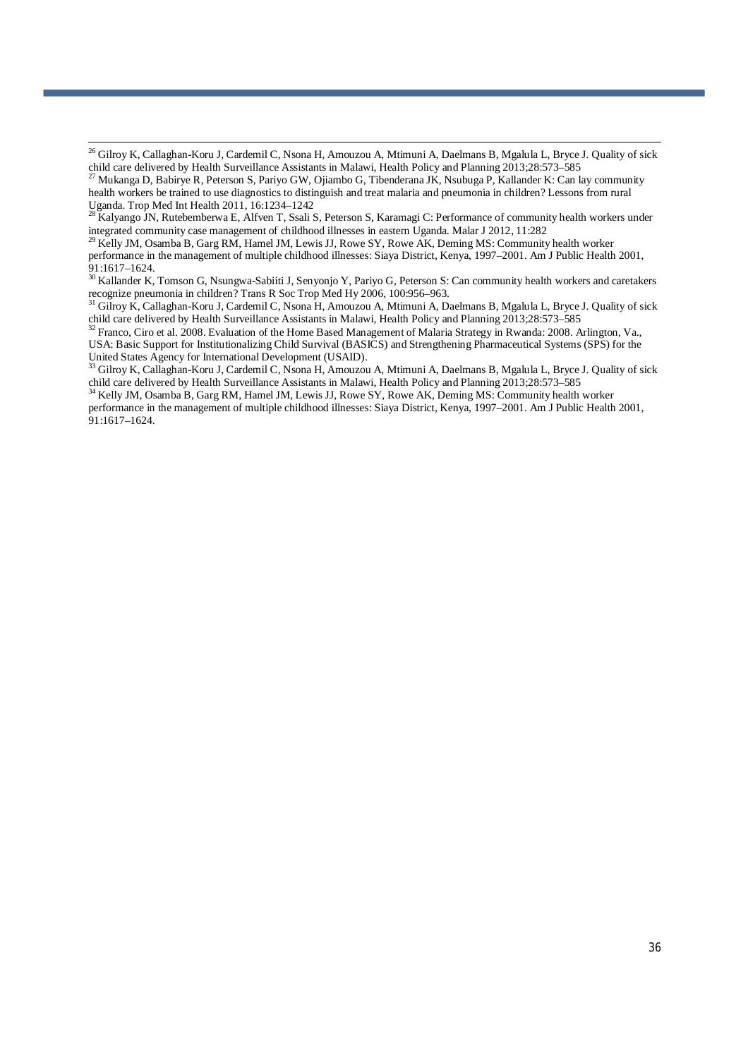[26] Gilroy K, Callaghan-Koru J, Cardemil C, Nsona H, Amouzou A, Mtimuni A, Daelmans B, Mgalula L, Bryce J. Quality of sick child care delivered by Health Surveillance Assistants in Malawi, Health Policy and Planning 2013;28:573–585

[27] Mukanga D, Babirye R, Peterson S, Pariyo GW, Ojiambo G, Tibenderana JK, Nsubuga P, Kallander K: Can lay community health workers be trained to use diagnostics to distinguish and treat malaria and pneumonia in children? Lessons from rural Uganda. Trop Med Int Health 2011, 16:1234–1242

[28] Kalyango JN, Rutebemberwa E, Alfven T, Ssali S, Peterson S, Karamagi C: Performance of community health workers under integrated community case management of childhood illnesses in eastern Uganda. Malar J 2012, 11:282

[29] Kelly JM, Osamba B, Garg RM, Hamel JM, Lewis JJ, Rowe SY, Rowe AK, Deming MS: Community health worker performance in the management of multiple childhood illnesses: Siaya District, Kenya, 1997–2001. Am J Public Health 2001, 91:1617–1624.

[30] Kallander K, Tomson G, Nsungwa-Sabiiti J, Senyonjo Y, Pariyo G, Peterson S: Can community health workers and caretakers recognize pneumonia in children? Trans R Soc Trop Med Hy 2006, 100:956–963.

[31] Gilroy K, Callaghan-Koru J, Cardemil C, Nsona H, Amouzou A, Mtimuni A, Daelmans B, Mgalula L, Bryce J. Quality of sick child care delivered by Health Surveillance Assistants in Malawi, Health Policy and Planning 2013;28:573–585

[32] Franco, Ciro et al. 2008. Evaluation of the Home Based Management of Malaria Strategy in Rwanda: 2008. Arlington, Va., USA: Basic Support for Institutionalizing Child Survival (BASICS) and Strengthening Pharmaceutical Systems (SPS) for the United States Agency for International Development (USAID).

[33] Gilroy K, Callaghan-Koru J, Cardemil C, Nsona H, Amouzou A, Mtimuni A, Daelmans B, Mgalula L, Bryce J. Quality of sick child care delivered by Health Surveillance Assistants in Malawi, Health Policy and Planning 2013;28:573–585

[34] Kelly JM, Osamba B, Garg RM, Hamel JM, Lewis JJ, Rowe SY, Rowe AK, Deming MS: Community health worker performance in the management of multiple childhood illnesses: Siaya District, Kenya, 1997–2001. Am J Public Health 2001, 91:1617–1624.